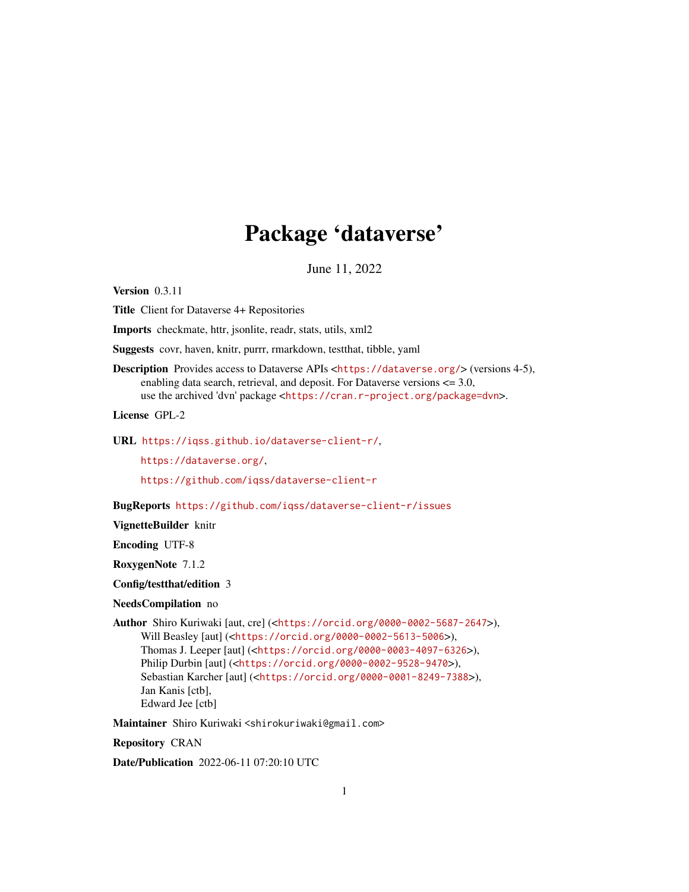# Package 'dataverse'

June 11, 2022

**Version** 0.3.11

**Title** Client for Dataverse 4+ Repositories

**Imports** checkmate, httr, jsonlite, readr, stats, utils, xml2

**Suggests** covr, haven, knitr, purrr, rmarkdown, testthat, tibble, yaml

**Description** Provides access to Dataverse APIs <https://dataverse.org/> (versions 4-5), enabling data search, retrieval, and deposit. For Dataverse versions <= 3.0, use the archived 'dvn' package <https://cran.r-project.org/package=dvn>.

**License** GPL-2

**URL** https://iqss.github.io/dataverse-client-r/,
https://dataverse.org/,
https://github.com/iqss/dataverse-client-r

**BugReports** https://github.com/iqss/dataverse-client-r/issues

**VignetteBuilder** knitr

**Encoding** UTF-8

**RoxygenNote** 7.1.2

**Config/testthat/edition** 3

**NeedsCompilation** no

**Author** Shiro Kuriwaki [aut, cre] (<https://orcid.org/0000-0002-5687-2647>),
Will Beasley [aut] (<https://orcid.org/0000-0002-5613-5006>),
Thomas J. Leeper [aut] (<https://orcid.org/0000-0003-4097-6326>),
Philip Durbin [aut] (<https://orcid.org/0000-0002-9528-9470>),
Sebastian Karcher [aut] (<https://orcid.org/0000-0001-8249-7388>),
Jan Kanis [ctb],
Edward Jee [ctb]

**Maintainer** Shiro Kuriwaki <shirokuriwaki@gmail.com>

**Repository** CRAN

**Date/Publication** 2022-06-11 07:20:10 UTC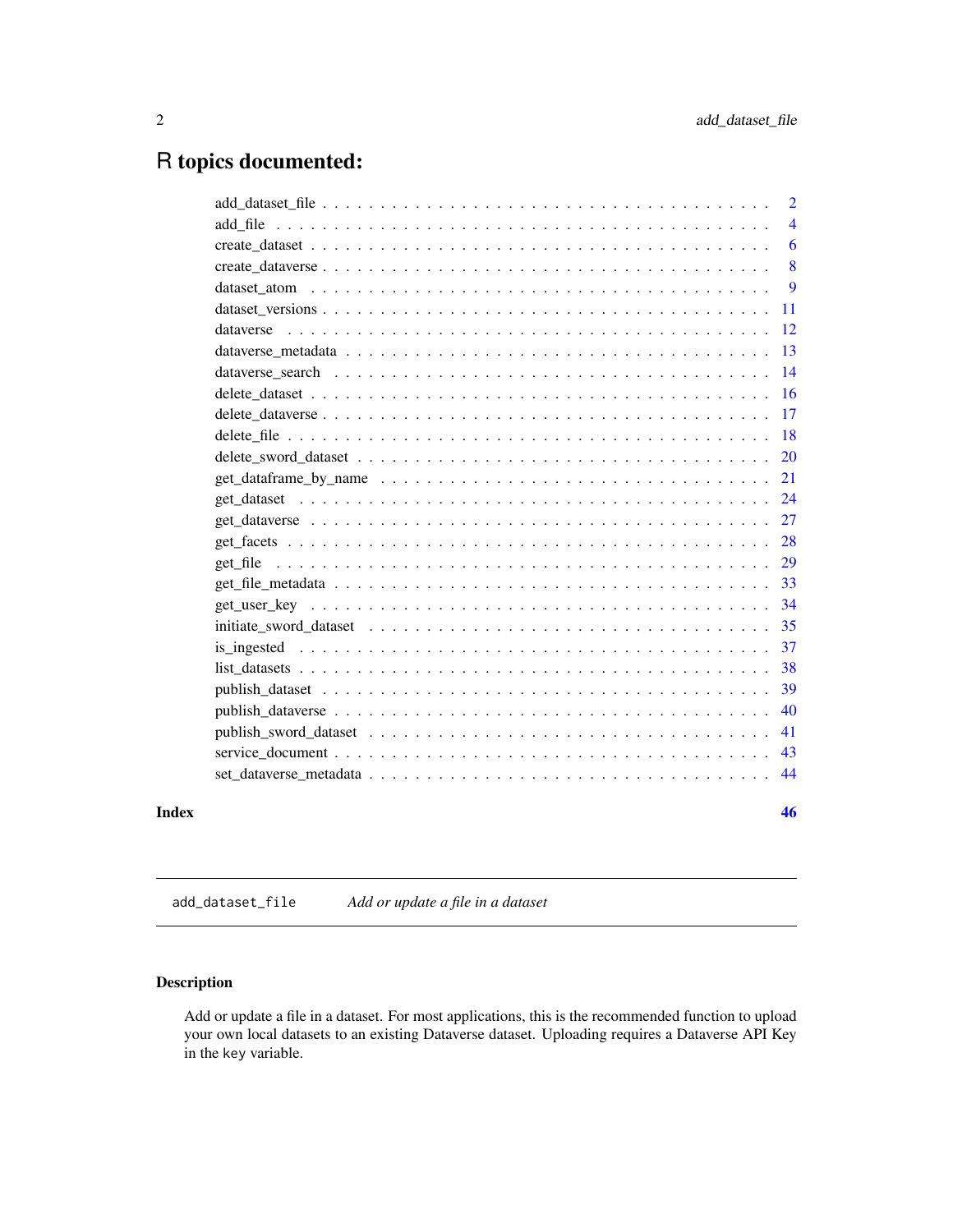# R topics documented:

| | |
|---|---|
| add_dataset_file | 2 |
| add_file | 4 |
| create_dataset | 6 |
| create_dataverse | 8 |
| dataset_atom | 9 |
| dataset_versions | 11 |
| dataverse | 12 |
| dataverse_metadata | 13 |
| dataverse_search | 14 |
| delete_dataset | 16 |
| delete_dataverse | 17 |
| delete_file | 18 |
| delete_sword_dataset | 20 |
| get_dataframe_by_name | 21 |
| get_dataset | 24 |
| get_dataverse | 27 |
| get_facets | 28 |
| get_file | 29 |
| get_file_metadata | 33 |
| get_user_key | 34 |
| initiate_sword_dataset | 35 |
| is_ingested | 37 |
| list_datasets | 38 |
| publish_dataset | 39 |
| publish_dataverse | 40 |
| publish_sword_dataset | 41 |
| service_document | 43 |
| set_dataverse_metadata | 44 |

**Index** **46**

---

`add_dataset_file` *Add or update a file in a dataset*

---

### Description

Add or update a file in a dataset. For most applications, this is the recommended function to upload your own local datasets to an existing Dataverse dataset. Uploading requires a Dataverse API Key in the `key` variable.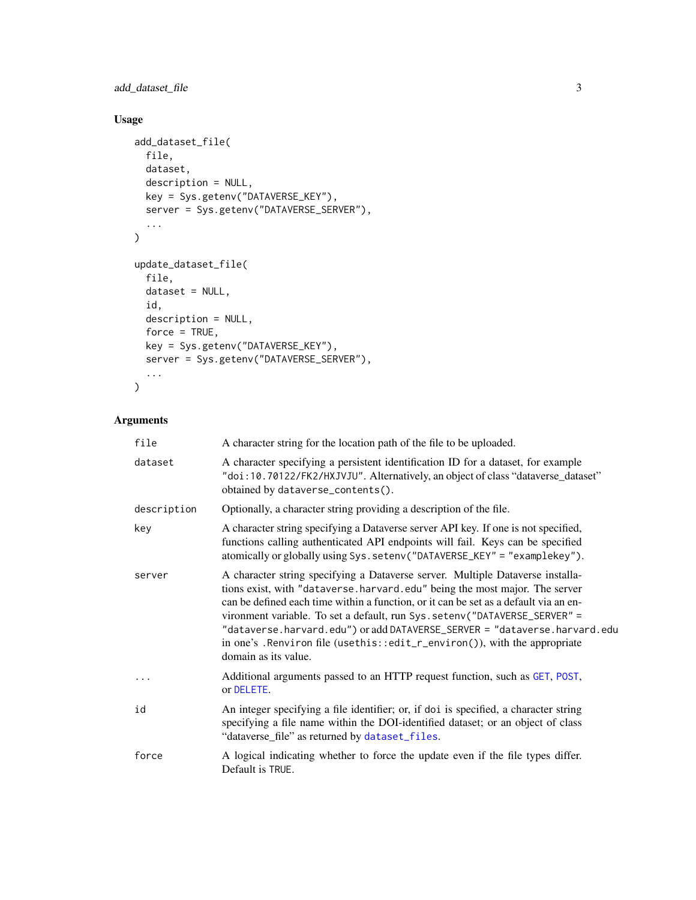## Usage

```
add_dataset_file(
  file,
  dataset,
  description = NULL,
  key = Sys.getenv("DATAVERSE_KEY"),
  server = Sys.getenv("DATAVERSE_SERVER"),
  ...
)

update_dataset_file(
  file,
  dataset = NULL,
  id,
  description = NULL,
  force = TRUE,
  key = Sys.getenv("DATAVERSE_KEY"),
  server = Sys.getenv("DATAVERSE_SERVER"),
  ...
)
```

## Arguments

| | |
|---|---|
| `file` | A character string for the location path of the file to be uploaded. |
| `dataset` | A character specifying a persistent identification ID for a dataset, for example `"doi:10.70122/FK2/HXJVJU"`. Alternatively, an object of class "dataverse_dataset" obtained by `dataverse_contents()`. |
| `description` | Optionally, a character string providing a description of the file. |
| `key` | A character string specifying a Dataverse server API key. If one is not specified, functions calling authenticated API endpoints will fail. Keys can be specified atomically or globally using `Sys.setenv("DATAVERSE_KEY" = "examplekey")`. |
| `server` | A character string specifying a Dataverse server. Multiple Dataverse installations exist, with `"dataverse.harvard.edu"` being the most major. The server can be defined each time within a function, or it can be set as a default via an environment variable. To set a default, run `Sys.setenv("DATAVERSE_SERVER" = "dataverse.harvard.edu")` or add `DATAVERSE_SERVER = "dataverse.harvard.edu` in one's `.Renviron` file (`usethis::edit_r_environ()`), with the appropriate domain as its value. |
| `...` | Additional arguments passed to an HTTP request function, such as `GET`, `POST`, or `DELETE`. |
| `id` | An integer specifying a file identifier; or, if `doi` is specified, a character string specifying a file name within the DOI-identified dataset; or an object of class "dataverse_file" as returned by `dataset_files`. |
| `force` | A logical indicating whether to force the update even if the file types differ. Default is `TRUE`. |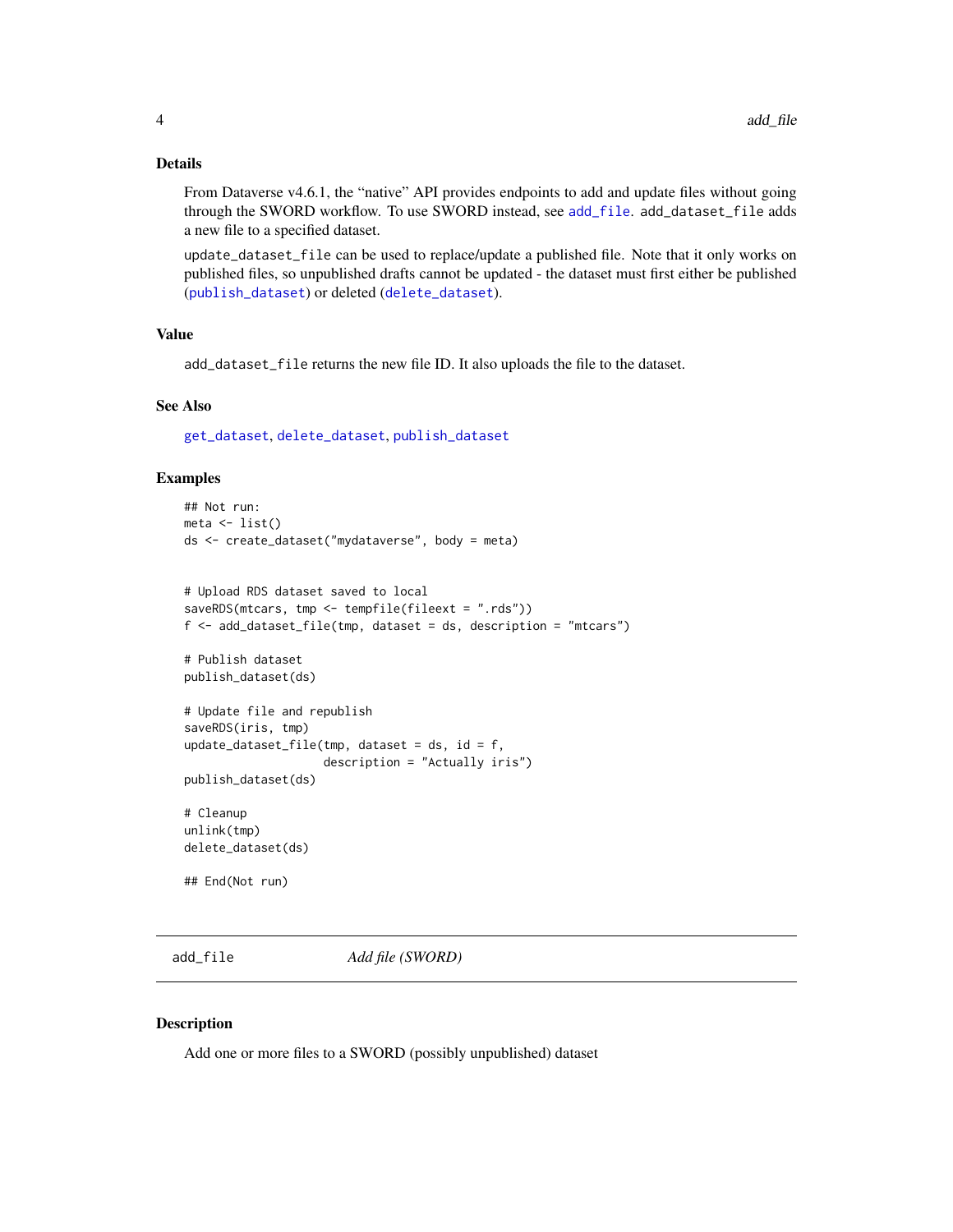### Details

From Dataverse v4.6.1, the "native" API provides endpoints to add and update files without going through the SWORD workflow. To use SWORD instead, see `add_file`. `add_dataset_file` adds a new file to a specified dataset.

`update_dataset_file` can be used to replace/update a published file. Note that it only works on published files, so unpublished drafts cannot be updated - the dataset must first either be published (`publish_dataset`) or deleted (`delete_dataset`).

### Value

`add_dataset_file` returns the new file ID. It also uploads the file to the dataset.

### See Also

`get_dataset`, `delete_dataset`, `publish_dataset`

### Examples

```
## Not run:
meta <- list()
ds <- create_dataset("mydataverse", body = meta)


# Upload RDS dataset saved to local
saveRDS(mtcars, tmp <- tempfile(fileext = ".rds"))
f <- add_dataset_file(tmp, dataset = ds, description = "mtcars")

# Publish dataset
publish_dataset(ds)

# Update file and republish
saveRDS(iris, tmp)
update_dataset_file(tmp, dataset = ds, id = f,
                    description = "Actually iris")
publish_dataset(ds)

# Cleanup
unlink(tmp)
delete_dataset(ds)

## End(Not run)
```

---

## add_file — *Add file (SWORD)*

### Description

Add one or more files to a SWORD (possibly unpublished) dataset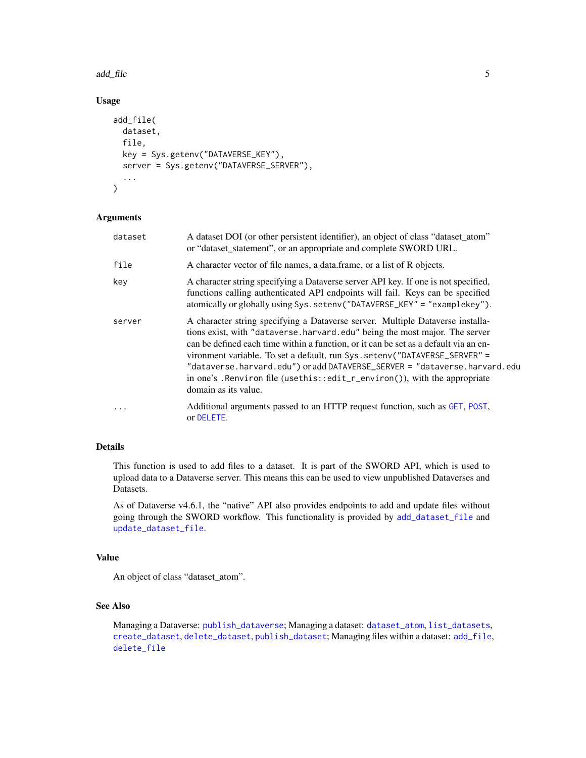### Usage

```
add_file(
  dataset,
  file,
  key = Sys.getenv("DATAVERSE_KEY"),
  server = Sys.getenv("DATAVERSE_SERVER"),
  ...
)
```

### Arguments

| | |
|---|---|
| `dataset` | A dataset DOI (or other persistent identifier), an object of class "dataset_atom" or "dataset_statement", or an appropriate and complete SWORD URL. |
| `file` | A character vector of file names, a data.frame, or a list of R objects. |
| `key` | A character string specifying a Dataverse server API key. If one is not specified, functions calling authenticated API endpoints will fail. Keys can be specified atomically or globally using `Sys.setenv("DATAVERSE_KEY" = "examplekey")`. |
| `server` | A character string specifying a Dataverse server. Multiple Dataverse installations exist, with `"dataverse.harvard.edu"` being the most major. The server can be defined each time within a function, or it can be set as a default via an environment variable. To set a default, run `Sys.setenv("DATAVERSE_SERVER" = "dataverse.harvard.edu")` or add `DATAVERSE_SERVER = "dataverse.harvard.edu` in one's `.Renviron` file (`usethis::edit_r_environ()`), with the appropriate domain as its value. |
| `...` | Additional arguments passed to an HTTP request function, such as `GET`, `POST`, or `DELETE`. |

### Details

This function is used to add files to a dataset. It is part of the SWORD API, which is used to upload data to a Dataverse server. This means this can be used to view unpublished Dataverses and Datasets.

As of Dataverse v4.6.1, the "native" API also provides endpoints to add and update files without going through the SWORD workflow. This functionality is provided by `add_dataset_file` and `update_dataset_file`.

### Value

An object of class "dataset_atom".

### See Also

Managing a Dataverse: `publish_dataverse`; Managing a dataset: `dataset_atom`, `list_datasets`, `create_dataset`, `delete_dataset`, `publish_dataset`; Managing files within a dataset: `add_file`, `delete_file`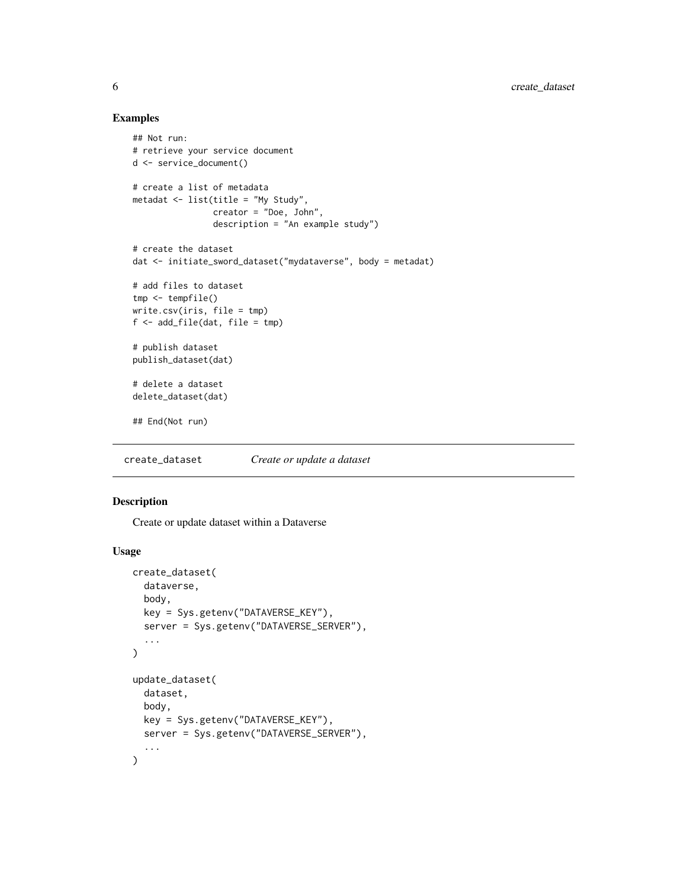### Examples

```
## Not run:
# retrieve your service document
d <- service_document()

# create a list of metadata
metadat <- list(title = "My Study",
                creator = "Doe, John",
                description = "An example study")

# create the dataset
dat <- initiate_sword_dataset("mydataverse", body = metadat)

# add files to dataset
tmp <- tempfile()
write.csv(iris, file = tmp)
f <- add_file(dat, file = tmp)

# publish dataset
publish_dataset(dat)

# delete a dataset
delete_dataset(dat)

## End(Not run)
```

---

## create_dataset — *Create or update a dataset*

### Description

Create or update dataset within a Dataverse

### Usage

```
create_dataset(
  dataverse,
  body,
  key = Sys.getenv("DATAVERSE_KEY"),
  server = Sys.getenv("DATAVERSE_SERVER"),
  ...
)

update_dataset(
  dataset,
  body,
  key = Sys.getenv("DATAVERSE_KEY"),
  server = Sys.getenv("DATAVERSE_SERVER"),
  ...
)
```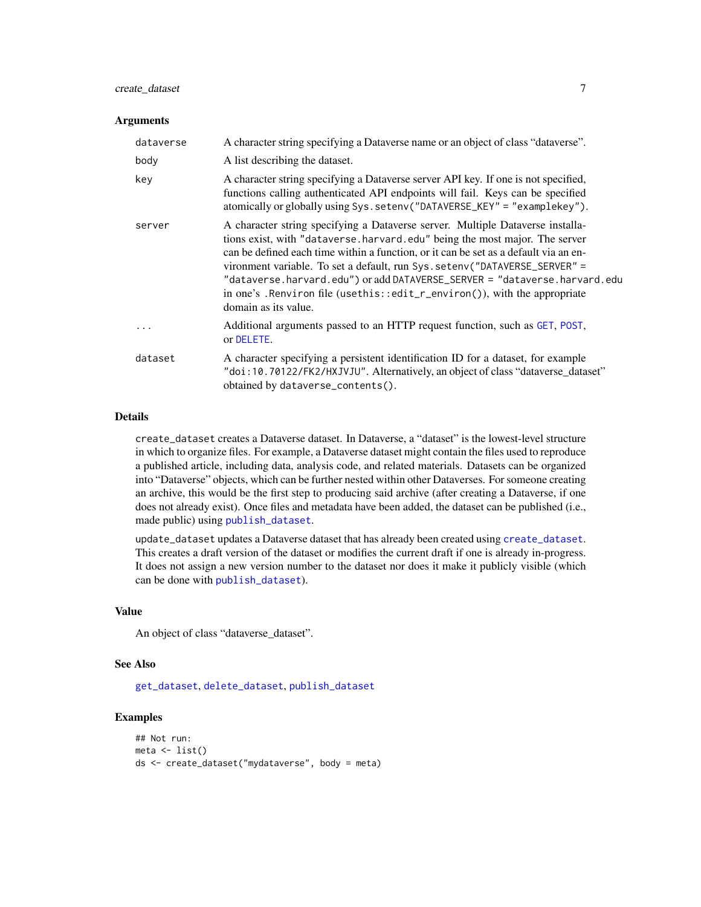### Arguments

| | |
|---|---|
| `dataverse` | A character string specifying a Dataverse name or an object of class "dataverse". |
| `body` | A list describing the dataset. |
| `key` | A character string specifying a Dataverse server API key. If one is not specified, functions calling authenticated API endpoints will fail. Keys can be specified atomically or globally using `Sys.setenv("DATAVERSE_KEY" = "examplekey")`. |
| `server` | A character string specifying a Dataverse server. Multiple Dataverse installations exist, with `"dataverse.harvard.edu"` being the most major. The server can be defined each time within a function, or it can be set as a default via an environment variable. To set a default, run `Sys.setenv("DATAVERSE_SERVER" = "dataverse.harvard.edu")` or add `DATAVERSE_SERVER = "dataverse.harvard.edu` in one's `.Renviron` file (`usethis::edit_r_environ()`), with the appropriate domain as its value. |
| `...` | Additional arguments passed to an HTTP request function, such as `GET`, `POST`, or `DELETE`. |
| `dataset` | A character specifying a persistent identification ID for a dataset, for example `"doi:10.70122/FK2/HXJVJU"`. Alternatively, an object of class "dataverse_dataset" obtained by `dataverse_contents()`. |

### Details

`create_dataset` creates a Dataverse dataset. In Dataverse, a "dataset" is the lowest-level structure in which to organize files. For example, a Dataverse dataset might contain the files used to reproduce a published article, including data, analysis code, and related materials. Datasets can be organized into "Dataverse" objects, which can be further nested within other Dataverses. For someone creating an archive, this would be the first step to producing said archive (after creating a Dataverse, if one does not already exist). Once files and metadata have been added, the dataset can be published (i.e., made public) using `publish_dataset`.

`update_dataset` updates a Dataverse dataset that has already been created using `create_dataset`. This creates a draft version of the dataset or modifies the current draft if one is already in-progress. It does not assign a new version number to the dataset nor does it make it publicly visible (which can be done with `publish_dataset`).

### Value

An object of class "dataverse_dataset".

### See Also

`get_dataset`, `delete_dataset`, `publish_dataset`

### Examples

```
## Not run:
meta <- list()
ds <- create_dataset("mydataverse", body = meta)
```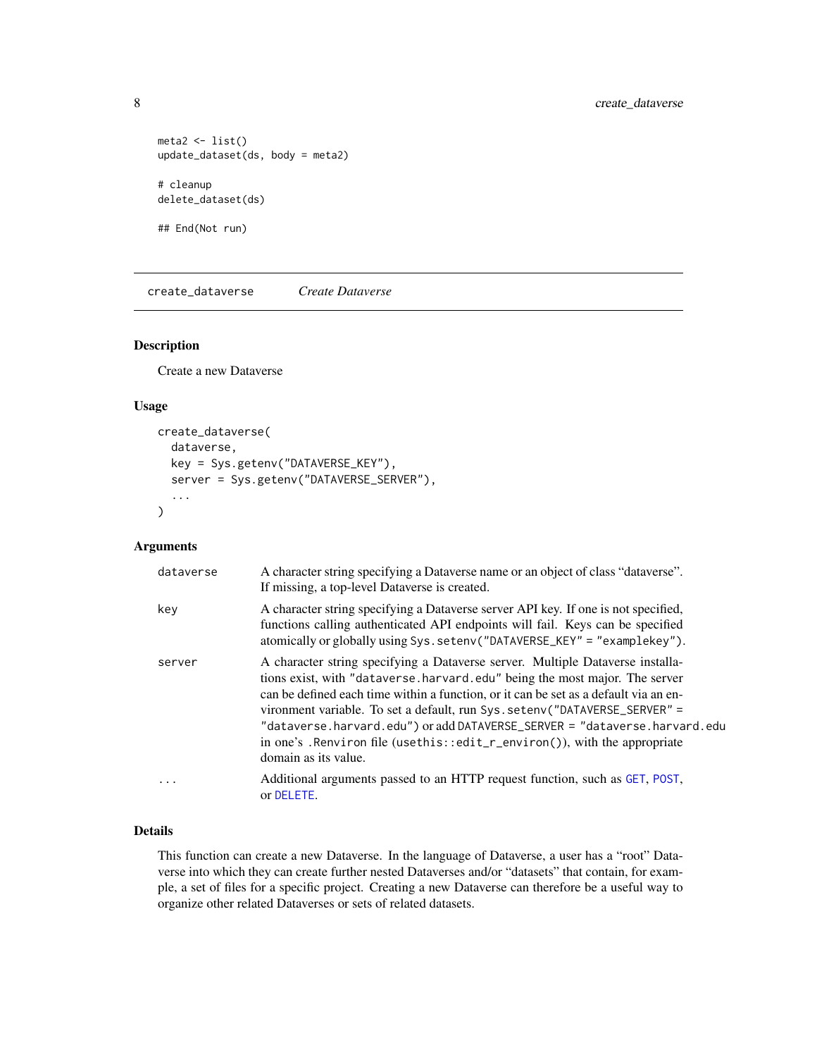```
meta2 <- list()
update_dataset(ds, body = meta2)

# cleanup
delete_dataset(ds)

## End(Not run)
```

## create_dataverse *Create Dataverse*

### Description

Create a new Dataverse

### Usage

```
create_dataverse(
  dataverse,
  key = Sys.getenv("DATAVERSE_KEY"),
  server = Sys.getenv("DATAVERSE_SERVER"),
  ...
)
```

### Arguments

| | |
|---|---|
| `dataverse` | A character string specifying a Dataverse name or an object of class "dataverse". If missing, a top-level Dataverse is created. |
| `key` | A character string specifying a Dataverse server API key. If one is not specified, functions calling authenticated API endpoints will fail. Keys can be specified atomically or globally using `Sys.setenv("DATAVERSE_KEY" = "examplekey")`. |
| `server` | A character string specifying a Dataverse server. Multiple Dataverse installations exist, with `"dataverse.harvard.edu"` being the most major. The server can be defined each time within a function, or it can be set as a default via an environment variable. To set a default, run `Sys.setenv("DATAVERSE_SERVER" = "dataverse.harvard.edu")` or add `DATAVERSE_SERVER = "dataverse.harvard.edu` in one's `.Renviron` file (`usethis::edit_r_environ()`), with the appropriate domain as its value. |
| `...` | Additional arguments passed to an HTTP request function, such as `GET`, `POST`, or `DELETE`. |

### Details

This function can create a new Dataverse. In the language of Dataverse, a user has a "root" Dataverse into which they can create further nested Dataverses and/or "datasets" that contain, for example, a set of files for a specific project. Creating a new Dataverse can therefore be a useful way to organize other related Dataverses or sets of related datasets.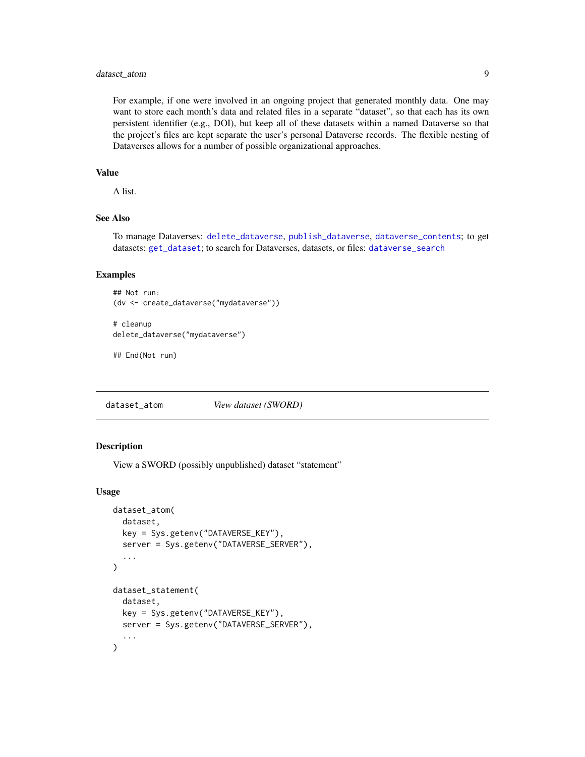For example, if one were involved in an ongoing project that generated monthly data. One may want to store each month's data and related files in a separate "dataset", so that each has its own persistent identifier (e.g., DOI), but keep all of these datasets within a named Dataverse so that the project's files are kept separate the user's personal Dataverse records. The flexible nesting of Dataverses allows for a number of possible organizational approaches.

### Value

A list.

### See Also

To manage Dataverses: `delete_dataverse`, `publish_dataverse`, `dataverse_contents`; to get datasets: `get_dataset`; to search for Dataverses, datasets, or files: `dataverse_search`

### Examples

```
## Not run:
(dv <- create_dataverse("mydataverse"))

# cleanup
delete_dataverse("mydataverse")

## End(Not run)
```

---

## dataset_atom    *View dataset (SWORD)*

### Description

View a SWORD (possibly unpublished) dataset "statement"

### Usage

```
dataset_atom(
  dataset,
  key = Sys.getenv("DATAVERSE_KEY"),
  server = Sys.getenv("DATAVERSE_SERVER"),
  ...
)

dataset_statement(
  dataset,
  key = Sys.getenv("DATAVERSE_KEY"),
  server = Sys.getenv("DATAVERSE_SERVER"),
  ...
)
```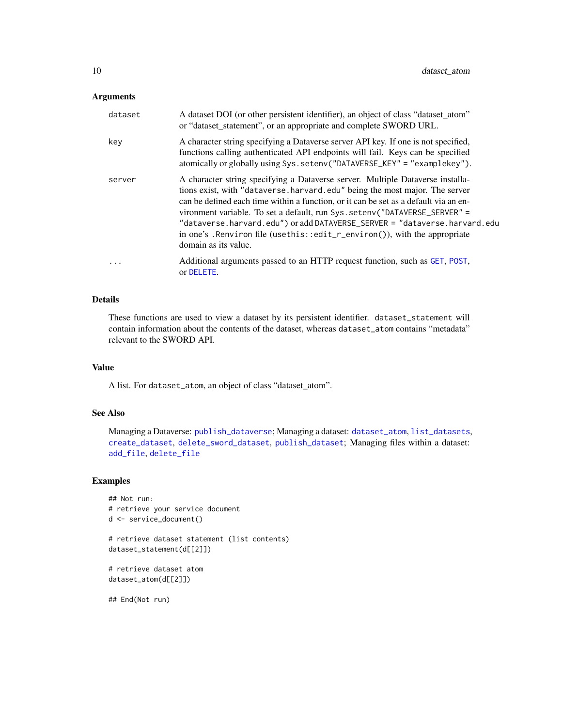## Arguments

| | |
|---|---|
| `dataset` | A dataset DOI (or other persistent identifier), an object of class “dataset_atom” or “dataset_statement”, or an appropriate and complete SWORD URL. |
| `key` | A character string specifying a Dataverse server API key. If one is not specified, functions calling authenticated API endpoints will fail. Keys can be specified atomically or globally using `Sys.setenv("DATAVERSE_KEY" = "examplekey")`. |
| `server` | A character string specifying a Dataverse server. Multiple Dataverse installations exist, with `"dataverse.harvard.edu"` being the most major. The server can be defined each time within a function, or it can be set as a default via an environment variable. To set a default, run `Sys.setenv("DATAVERSE_SERVER" = "dataverse.harvard.edu")` or add `DATAVERSE_SERVER = "dataverse.harvard.edu` in one’s `.Renviron` file (`usethis::edit_r_environ()`), with the appropriate domain as its value. |
| `...` | Additional arguments passed to an HTTP request function, such as `GET`, `POST`, or `DELETE`. |

## Details

These functions are used to view a dataset by its persistent identifier. `dataset_statement` will contain information about the contents of the dataset, whereas `dataset_atom` contains “metadata” relevant to the SWORD API.

## Value

A list. For `dataset_atom`, an object of class “dataset_atom”.

## See Also

Managing a Dataverse: `publish_dataverse`; Managing a dataset: `dataset_atom`, `list_datasets`, `create_dataset`, `delete_sword_dataset`, `publish_dataset`; Managing files within a dataset: `add_file`, `delete_file`

## Examples

```
## Not run:
# retrieve your service document
d <- service_document()

# retrieve dataset statement (list contents)
dataset_statement(d[[2]])

# retrieve dataset atom
dataset_atom(d[[2]])

## End(Not run)
```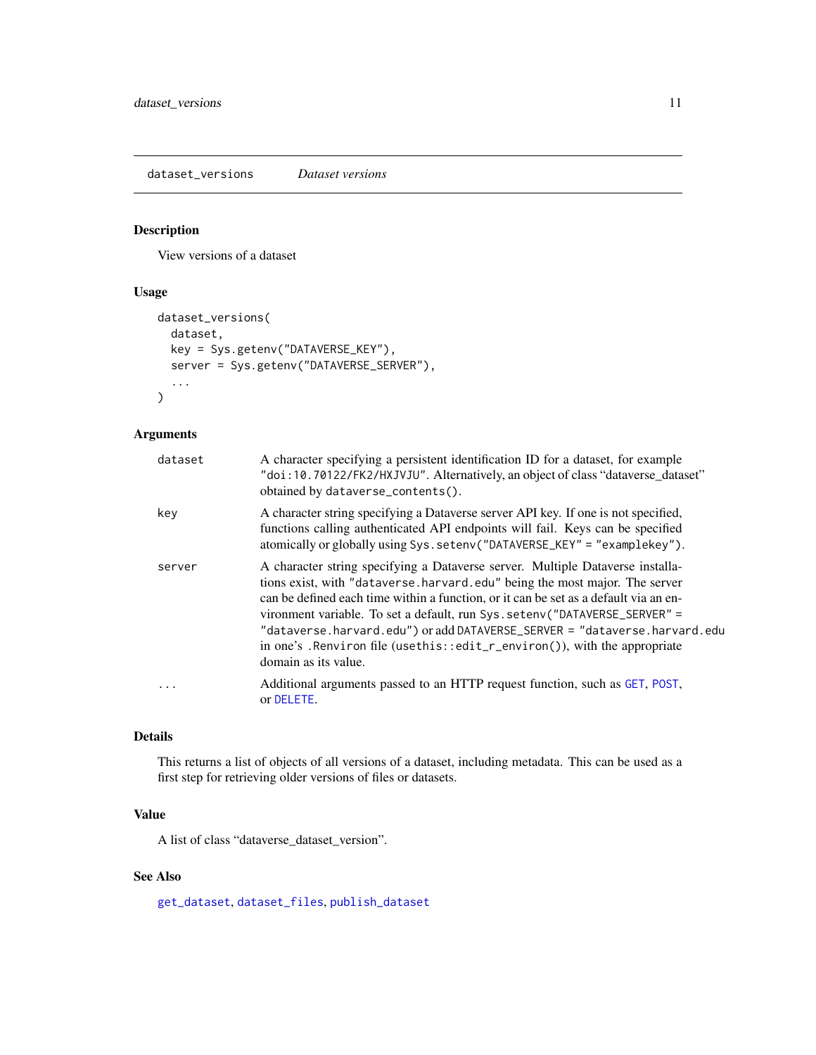## dataset_versions *Dataset versions*

### Description

View versions of a dataset

### Usage

```
dataset_versions(
  dataset,
  key = Sys.getenv("DATAVERSE_KEY"),
  server = Sys.getenv("DATAVERSE_SERVER"),
  ...
)
```

### Arguments

| | |
|---|---|
| `dataset` | A character specifying a persistent identification ID for a dataset, for example `"doi:10.70122/FK2/HXJVJU"`. Alternatively, an object of class "dataverse_dataset" obtained by `dataverse_contents()`. |
| `key` | A character string specifying a Dataverse server API key. If one is not specified, functions calling authenticated API endpoints will fail. Keys can be specified atomically or globally using `Sys.setenv("DATAVERSE_KEY" = "examplekey")`. |
| `server` | A character string specifying a Dataverse server. Multiple Dataverse installations exist, with `"dataverse.harvard.edu"` being the most major. The server can be defined each time within a function, or it can be set as a default via an environment variable. To set a default, run `Sys.setenv("DATAVERSE_SERVER" = "dataverse.harvard.edu")` or add `DATAVERSE_SERVER = "dataverse.harvard.edu` in one's `.Renviron` file (`usethis::edit_r_environ()`), with the appropriate domain as its value. |
| `...` | Additional arguments passed to an HTTP request function, such as `GET`, `POST`, or `DELETE`. |

### Details

This returns a list of objects of all versions of a dataset, including metadata. This can be used as a first step for retrieving older versions of files or datasets.

### Value

A list of class "dataverse_dataset_version".

### See Also

`get_dataset`, `dataset_files`, `publish_dataset`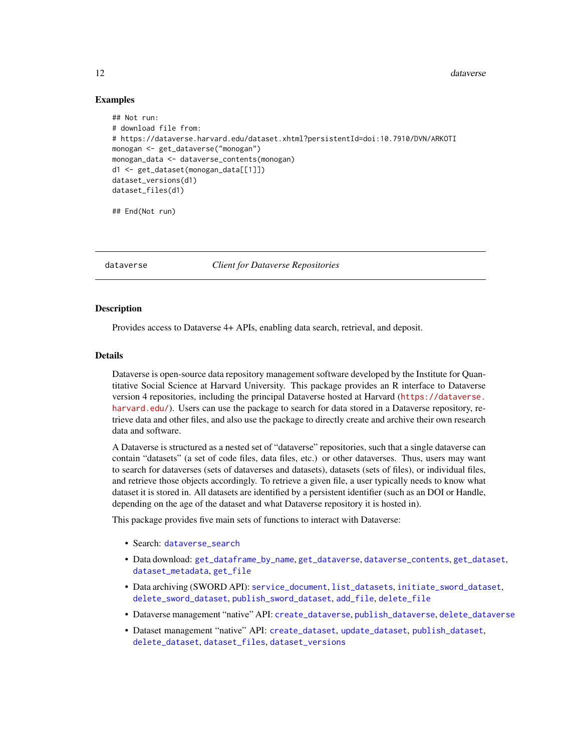### Examples

```
## Not run:
# download file from:
# https://dataverse.harvard.edu/dataset.xhtml?persistentId=doi:10.7910/DVN/ARKOTI
monogan <- get_dataverse("monogan")
monogan_data <- dataverse_contents(monogan)
d1 <- get_dataset(monogan_data[[1]])
dataset_versions(d1)
dataset_files(d1)

## End(Not run)
```

---

## dataverse — *Client for Dataverse Repositories*

### Description

Provides access to Dataverse 4+ APIs, enabling data search, retrieval, and deposit.

### Details

Dataverse is open-source data repository management software developed by the Institute for Quantitative Social Science at Harvard University. This package provides an R interface to Dataverse version 4 repositories, including the principal Dataverse hosted at Harvard (https://dataverse.harvard.edu/). Users can use the package to search for data stored in a Dataverse repository, retrieve data and other files, and also use the package to directly create and archive their own research data and software.

A Dataverse is structured as a nested set of "dataverse" repositories, such that a single dataverse can contain "datasets" (a set of code files, data files, etc.) or other dataverses. Thus, users may want to search for dataverses (sets of dataverses and datasets), datasets (sets of files), or individual files, and retrieve those objects accordingly. To retrieve a given file, a user typically needs to know what dataset it is stored in. All datasets are identified by a persistent identifier (such as an DOI or Handle, depending on the age of the dataset and what Dataverse repository it is hosted in).

This package provides five main sets of functions to interact with Dataverse:

- Search: `dataverse_search`
- Data download: `get_dataframe_by_name`, `get_dataverse`, `dataverse_contents`, `get_dataset`, `dataset_metadata`, `get_file`
- Data archiving (SWORD API): `service_document`, `list_datasets`, `initiate_sword_dataset`, `delete_sword_dataset`, `publish_sword_dataset`, `add_file`, `delete_file`
- Dataverse management "native" API: `create_dataverse`, `publish_dataverse`, `delete_dataverse`
- Dataset management "native" API: `create_dataset`, `update_dataset`, `publish_dataset`, `delete_dataset`, `dataset_files`, `dataset_versions`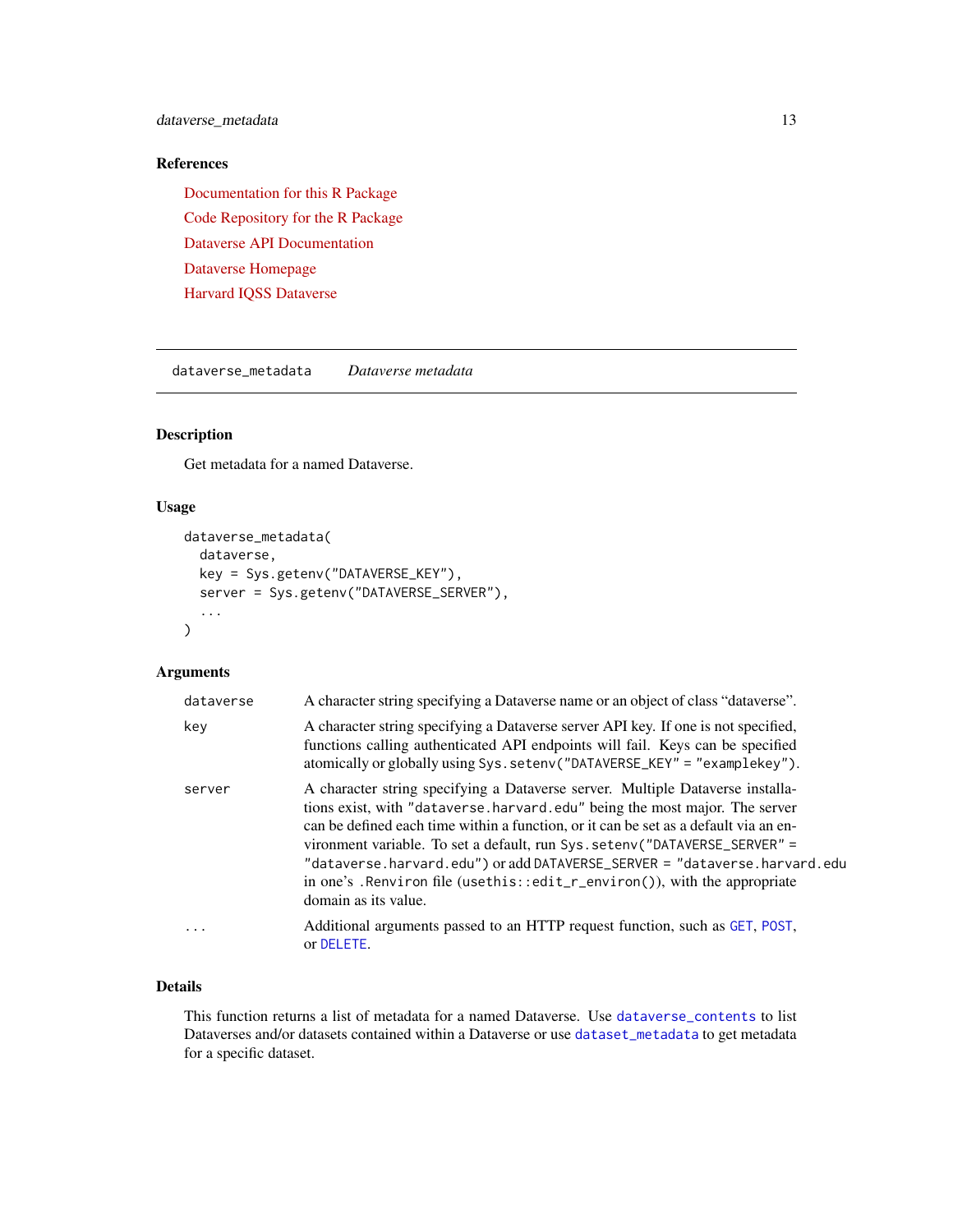### References

[Documentation for this R Package](#)
[Code Repository for the R Package](#)
[Dataverse API Documentation](#)
[Dataverse Homepage](#)
[Harvard IQSS Dataverse](#)

---

## dataverse_metadata    *Dataverse metadata*

---

### Description

Get metadata for a named Dataverse.

### Usage

```
dataverse_metadata(
  dataverse,
  key = Sys.getenv("DATAVERSE_KEY"),
  server = Sys.getenv("DATAVERSE_SERVER"),
  ...
)
```

### Arguments

| | |
|---|---|
| `dataverse` | A character string specifying a Dataverse name or an object of class "dataverse". |
| `key` | A character string specifying a Dataverse server API key. If one is not specified, functions calling authenticated API endpoints will fail. Keys can be specified atomically or globally using `Sys.setenv("DATAVERSE_KEY" = "examplekey")`. |
| `server` | A character string specifying a Dataverse server. Multiple Dataverse installations exist, with `"dataverse.harvard.edu"` being the most major. The server can be defined each time within a function, or it can be set as a default via an environment variable. To set a default, run `Sys.setenv("DATAVERSE_SERVER" = "dataverse.harvard.edu")` or add `DATAVERSE_SERVER = "dataverse.harvard.edu"` in one's `.Renviron` file (`usethis::edit_r_environ()`), with the appropriate domain as its value. |
| `...` | Additional arguments passed to an HTTP request function, such as `GET`, `POST`, or `DELETE`. |

### Details

This function returns a list of metadata for a named Dataverse. Use `dataverse_contents` to list Dataverses and/or datasets contained within a Dataverse or use `dataset_metadata` to get metadata for a specific dataset.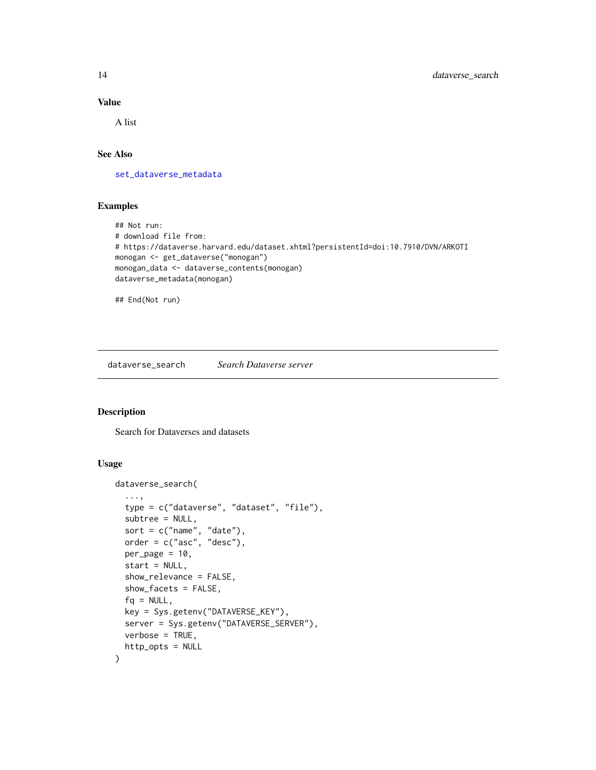### Value

A list

### See Also

set_dataverse_metadata

### Examples

```
## Not run:
# download file from:
# https://dataverse.harvard.edu/dataset.xhtml?persistentId=doi:10.7910/DVN/ARKOTI
monogan <- get_dataverse("monogan")
monogan_data <- dataverse_contents(monogan)
dataverse_metadata(monogan)

## End(Not run)
```

---

## dataverse_search *Search Dataverse server*

### Description

Search for Dataverses and datasets

### Usage

```
dataverse_search(
  ...,
  type = c("dataverse", "dataset", "file"),
  subtree = NULL,
  sort = c("name", "date"),
  order = c("asc", "desc"),
  per_page = 10,
  start = NULL,
  show_relevance = FALSE,
  show_facets = FALSE,
  fq = NULL,
  key = Sys.getenv("DATAVERSE_KEY"),
  server = Sys.getenv("DATAVERSE_SERVER"),
  verbose = TRUE,
  http_opts = NULL
)
```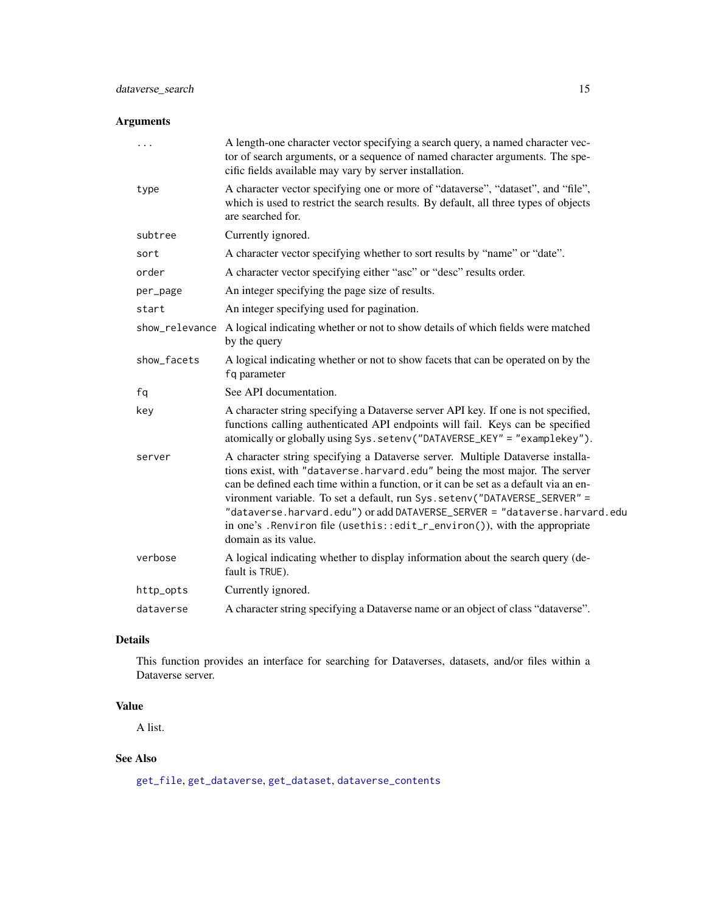## Arguments

| | |
|---|---|
| `...` | A length-one character vector specifying a search query, a named character vector of search arguments, or a sequence of named character arguments. The specific fields available may vary by server installation. |
| `type` | A character vector specifying one or more of "dataverse", "dataset", and "file", which is used to restrict the search results. By default, all three types of objects are searched for. |
| `subtree` | Currently ignored. |
| `sort` | A character vector specifying whether to sort results by "name" or "date". |
| `order` | A character vector specifying either "asc" or "desc" results order. |
| `per_page` | An integer specifying the page size of results. |
| `start` | An integer specifying used for pagination. |
| `show_relevance` | A logical indicating whether or not to show details of which fields were matched by the query |
| `show_facets` | A logical indicating whether or not to show facets that can be operated on by the `fq` parameter |
| `fq` | See API documentation. |
| `key` | A character string specifying a Dataverse server API key. If one is not specified, functions calling authenticated API endpoints will fail. Keys can be specified atomically or globally using `Sys.setenv("DATAVERSE_KEY" = "examplekey")`. |
| `server` | A character string specifying a Dataverse server. Multiple Dataverse installations exist, with `"dataverse.harvard.edu"` being the most major. The server can be defined each time within a function, or it can be set as a default via an environment variable. To set a default, run `Sys.setenv("DATAVERSE_SERVER" = "dataverse.harvard.edu")` or add `DATAVERSE_SERVER = "dataverse.harvard.edu` in one's `.Renviron` file (`usethis::edit_r_environ()`), with the appropriate domain as its value. |
| `verbose` | A logical indicating whether to display information about the search query (default is `TRUE`). |
| `http_opts` | Currently ignored. |
| `dataverse` | A character string specifying a Dataverse name or an object of class "dataverse". |

## Details

This function provides an interface for searching for Dataverses, datasets, and/or files within a Dataverse server.

## Value

A list.

## See Also

`get_file`, `get_dataverse`, `get_dataset`, `dataverse_contents`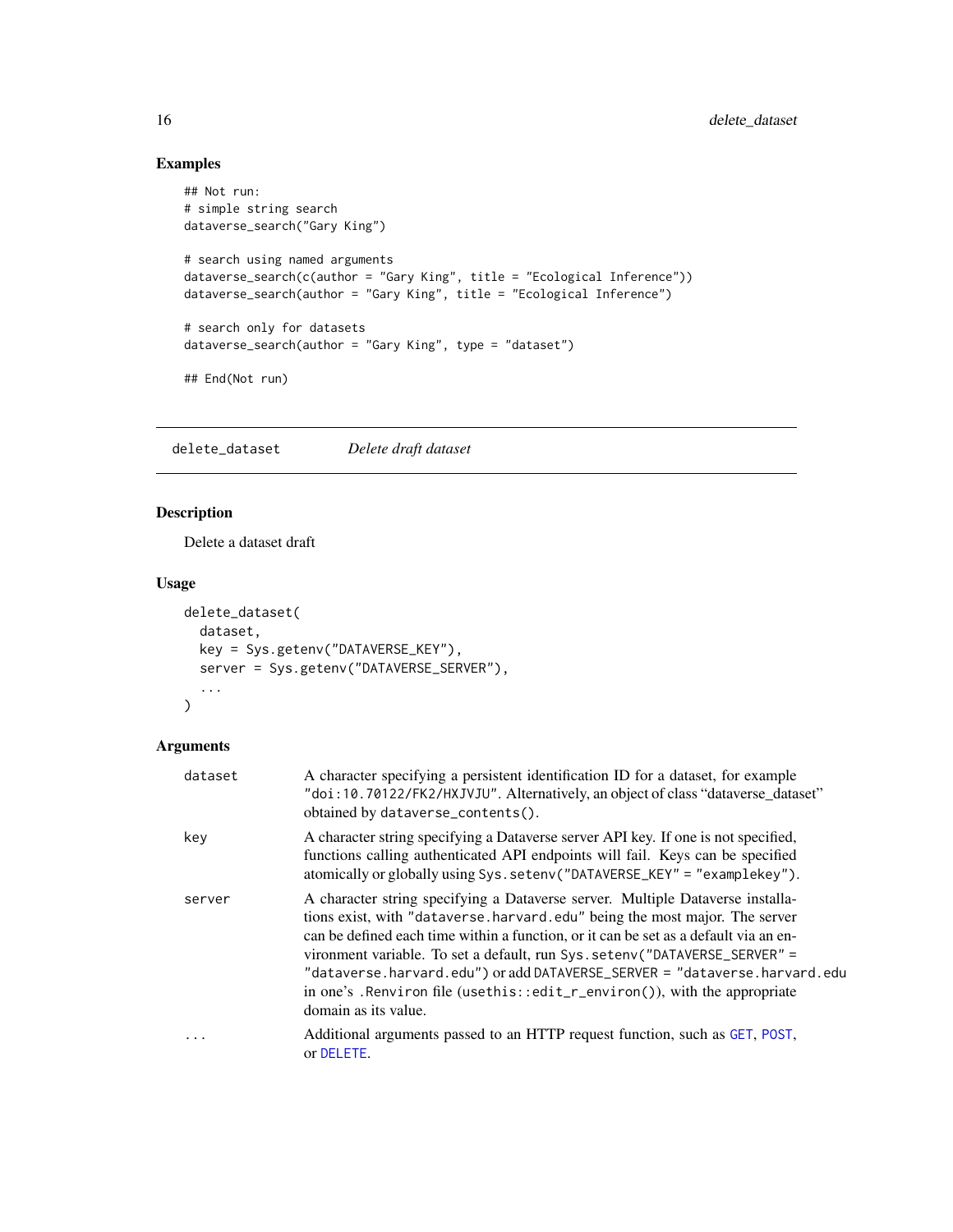## Examples

```
## Not run:
# simple string search
dataverse_search("Gary King")

# search using named arguments
dataverse_search(c(author = "Gary King", title = "Ecological Inference"))
dataverse_search(author = "Gary King", title = "Ecological Inference")

# search only for datasets
dataverse_search(author = "Gary King", type = "dataset")

## End(Not run)
```

---

# delete_dataset *Delete draft dataset*

---

## Description

Delete a dataset draft

## Usage

```
delete_dataset(
  dataset,
  key = Sys.getenv("DATAVERSE_KEY"),
  server = Sys.getenv("DATAVERSE_SERVER"),
  ...
)
```

## Arguments

| | |
|---|---|
| `dataset` | A character specifying a persistent identification ID for a dataset, for example `"doi:10.70122/FK2/HXJVJU"`. Alternatively, an object of class "dataverse_dataset" obtained by `dataverse_contents()`. |
| `key` | A character string specifying a Dataverse server API key. If one is not specified, functions calling authenticated API endpoints will fail. Keys can be specified atomically or globally using `Sys.setenv("DATAVERSE_KEY" = "examplekey")`. |
| `server` | A character string specifying a Dataverse server. Multiple Dataverse installations exist, with `"dataverse.harvard.edu"` being the most major. The server can be defined each time within a function, or it can be set as a default via an environment variable. To set a default, run `Sys.setenv("DATAVERSE_SERVER" = "dataverse.harvard.edu")` or add `DATAVERSE_SERVER = "dataverse.harvard.edu` in one's `.Renviron` file (`usethis::edit_r_environ()`), with the appropriate domain as its value. |
| `...` | Additional arguments passed to an HTTP request function, such as `GET`, `POST`, or `DELETE`. |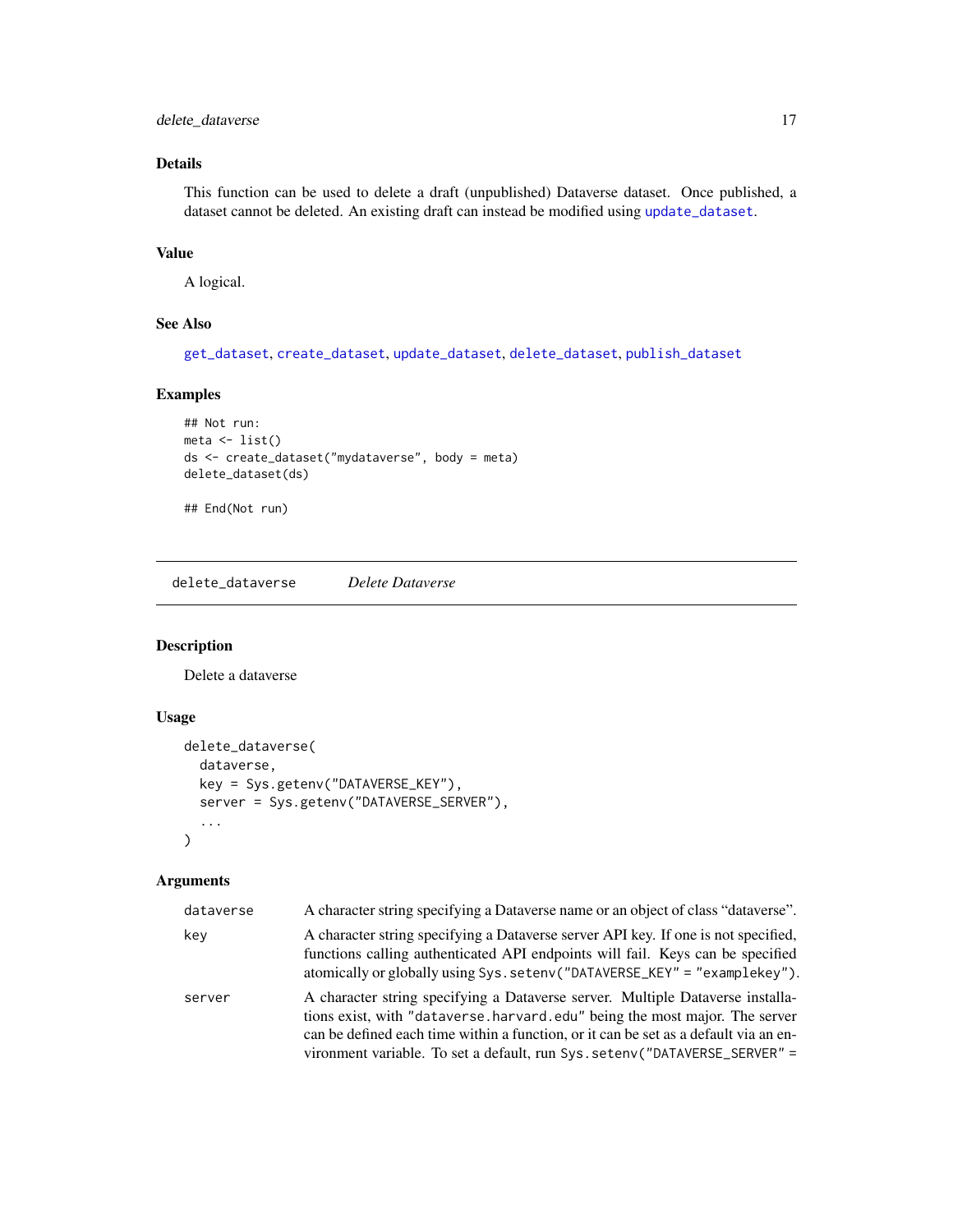### Details

This function can be used to delete a draft (unpublished) Dataverse dataset. Once published, a dataset cannot be deleted. An existing draft can instead be modified using `update_dataset`.

### Value

A logical.

### See Also

`get_dataset`, `create_dataset`, `update_dataset`, `delete_dataset`, `publish_dataset`

### Examples

```
## Not run:
meta <- list()
ds <- create_dataset("mydataverse", body = meta)
delete_dataset(ds)

## End(Not run)
```

---

## delete_dataverse *Delete Dataverse*

---

### Description

Delete a dataverse

### Usage

```
delete_dataverse(
  dataverse,
  key = Sys.getenv("DATAVERSE_KEY"),
  server = Sys.getenv("DATAVERSE_SERVER"),
  ...
)
```

### Arguments

| | |
|---|---|
| `dataverse` | A character string specifying a Dataverse name or an object of class "dataverse". |
| `key` | A character string specifying a Dataverse server API key. If one is not specified, functions calling authenticated API endpoints will fail. Keys can be specified atomically or globally using `Sys.setenv("DATAVERSE_KEY" = "examplekey")`. |
| `server` | A character string specifying a Dataverse server. Multiple Dataverse installations exist, with `"dataverse.harvard.edu"` being the most major. The server can be defined each time within a function, or it can be set as a default via an environment variable. To set a default, run `Sys.setenv("DATAVERSE_SERVER" =` |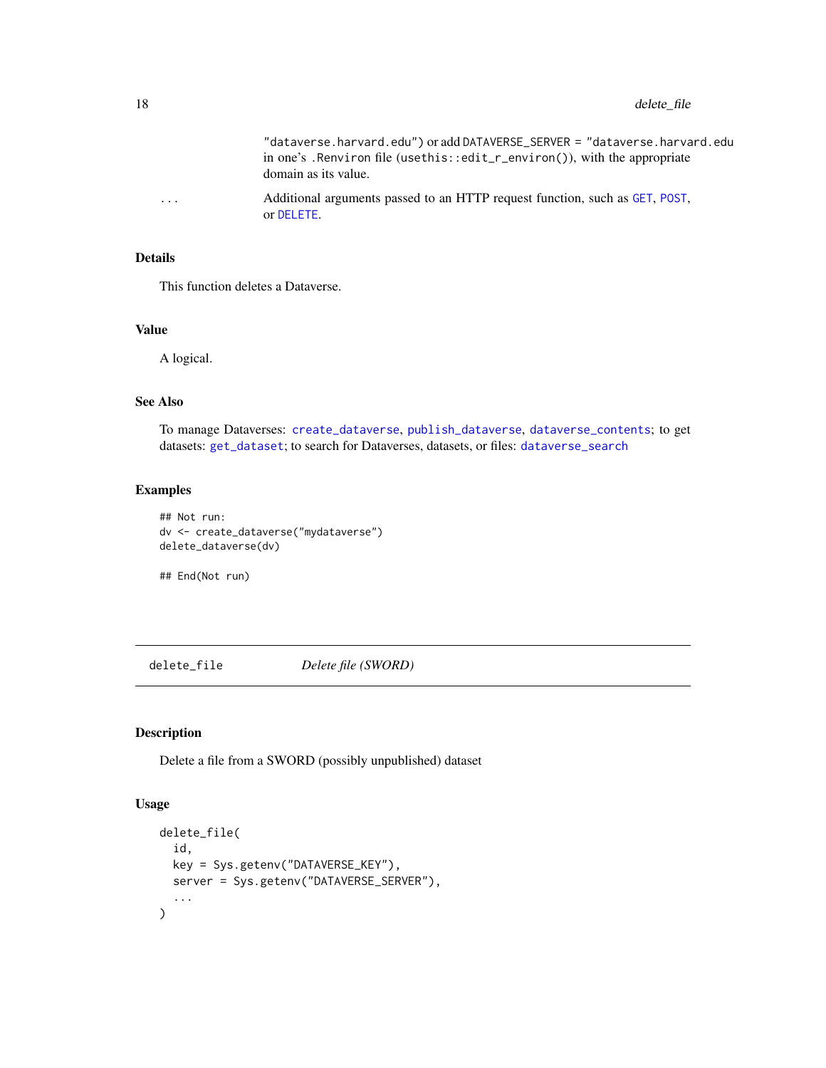"dataverse.harvard.edu") or add DATAVERSE_SERVER = "dataverse.harvard.edu in one's .Renviron file (usethis::edit_r_environ()), with the appropriate domain as its value.

... Additional arguments passed to an HTTP request function, such as GET, POST, or DELETE.

### Details

This function deletes a Dataverse.

### Value

A logical.

### See Also

To manage Dataverses: create_dataverse, publish_dataverse, dataverse_contents; to get datasets: get_dataset; to search for Dataverses, datasets, or files: dataverse_search

### Examples

```
## Not run:
dv <- create_dataverse("mydataverse")
delete_dataverse(dv)

## End(Not run)
```

---

## delete_file *Delete file (SWORD)*

---

### Description

Delete a file from a SWORD (possibly unpublished) dataset

### Usage

```
delete_file(
  id,
  key = Sys.getenv("DATAVERSE_KEY"),
  server = Sys.getenv("DATAVERSE_SERVER"),
  ...
)
```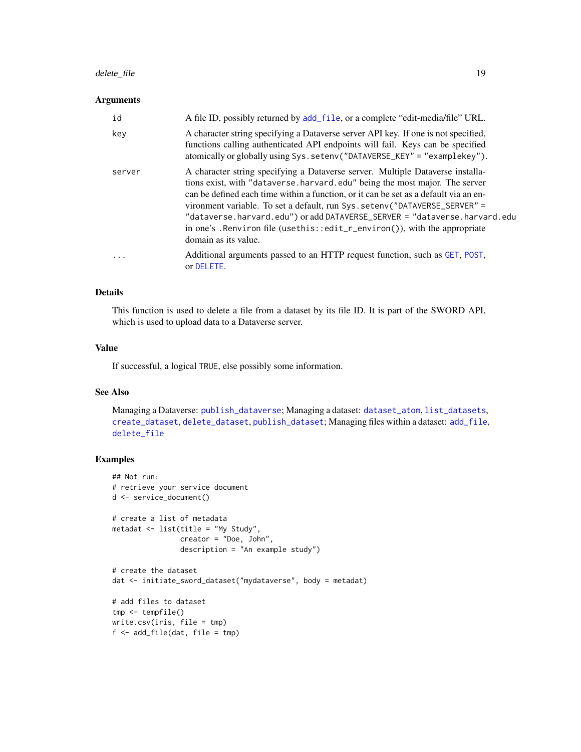## Arguments

| | |
|---|---|
| id | A file ID, possibly returned by add_file, or a complete "edit-media/file" URL. |
| key | A character string specifying a Dataverse server API key. If one is not specified, functions calling authenticated API endpoints will fail. Keys can be specified atomically or globally using `Sys.setenv("DATAVERSE_KEY" = "examplekey")`. |
| server | A character string specifying a Dataverse server. Multiple Dataverse installations exist, with `"dataverse.harvard.edu"` being the most major. The server can be defined each time within a function, or it can be set as a default via an environment variable. To set a default, run `Sys.setenv("DATAVERSE_SERVER" = "dataverse.harvard.edu")` or add `DATAVERSE_SERVER = "dataverse.harvard.edu"` in one's `.Renviron` file (`usethis::edit_r_environ()`), with the appropriate domain as its value. |
| ... | Additional arguments passed to an HTTP request function, such as GET, POST, or DELETE. |

## Details

This function is used to delete a file from a dataset by its file ID. It is part of the SWORD API, which is used to upload data to a Dataverse server.

## Value

If successful, a logical `TRUE`, else possibly some information.

## See Also

Managing a Dataverse: publish_dataverse; Managing a dataset: dataset_atom, list_datasets, create_dataset, delete_dataset, publish_dataset; Managing files within a dataset: add_file, delete_file

## Examples

```
## Not run:
# retrieve your service document
d <- service_document()

# create a list of metadata
metadat <- list(title = "My Study",
                creator = "Doe, John",
                description = "An example study")

# create the dataset
dat <- initiate_sword_dataset("mydataverse", body = metadat)

# add files to dataset
tmp <- tempfile()
write.csv(iris, file = tmp)
f <- add_file(dat, file = tmp)
```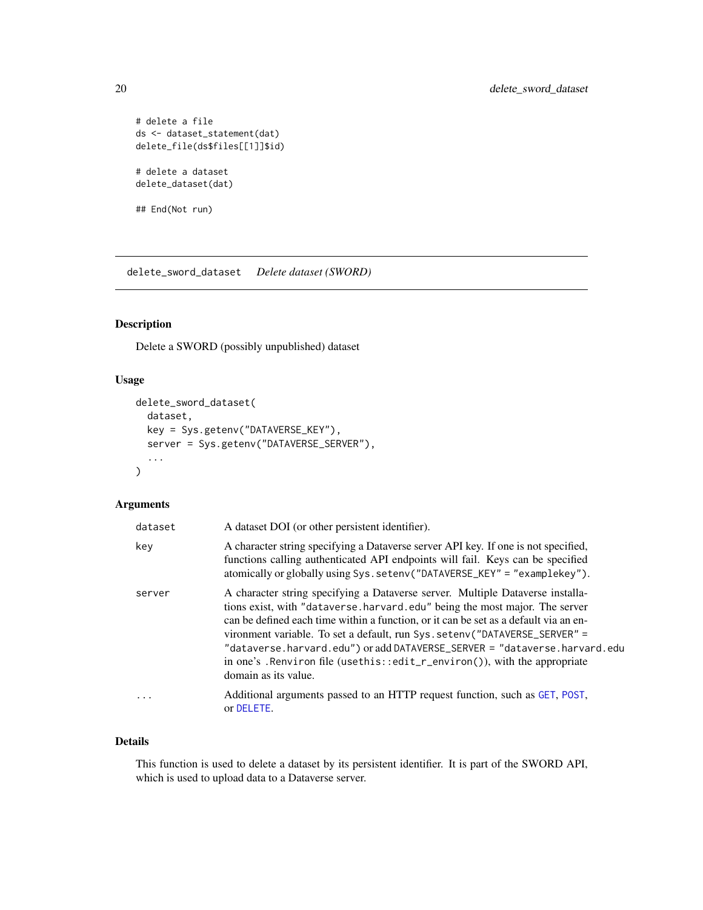```
# delete a file
ds <- dataset_statement(dat)
delete_file(ds$files[[1]]$id)

# delete a dataset
delete_dataset(dat)

## End(Not run)
```

---

## delete_sword_dataset *Delete dataset (SWORD)*

---

### Description

Delete a SWORD (possibly unpublished) dataset

### Usage

```
delete_sword_dataset(
  dataset,
  key = Sys.getenv("DATAVERSE_KEY"),
  server = Sys.getenv("DATAVERSE_SERVER"),
  ...
)
```

### Arguments

| | |
|---|---|
| dataset | A dataset DOI (or other persistent identifier). |
| key | A character string specifying a Dataverse server API key. If one is not specified, functions calling authenticated API endpoints will fail. Keys can be specified atomically or globally using `Sys.setenv("DATAVERSE_KEY" = "examplekey")`. |
| server | A character string specifying a Dataverse server. Multiple Dataverse installations exist, with `"dataverse.harvard.edu"` being the most major. The server can be defined each time within a function, or it can be set as a default via an environment variable. To set a default, run `Sys.setenv("DATAVERSE_SERVER" = "dataverse.harvard.edu")` or add `DATAVERSE_SERVER = "dataverse.harvard.edu` in one's `.Renviron` file (`usethis::edit_r_environ()`), with the appropriate domain as its value. |
| ... | Additional arguments passed to an HTTP request function, such as GET, POST, or DELETE. |

### Details

This function is used to delete a dataset by its persistent identifier. It is part of the SWORD API, which is used to upload data to a Dataverse server.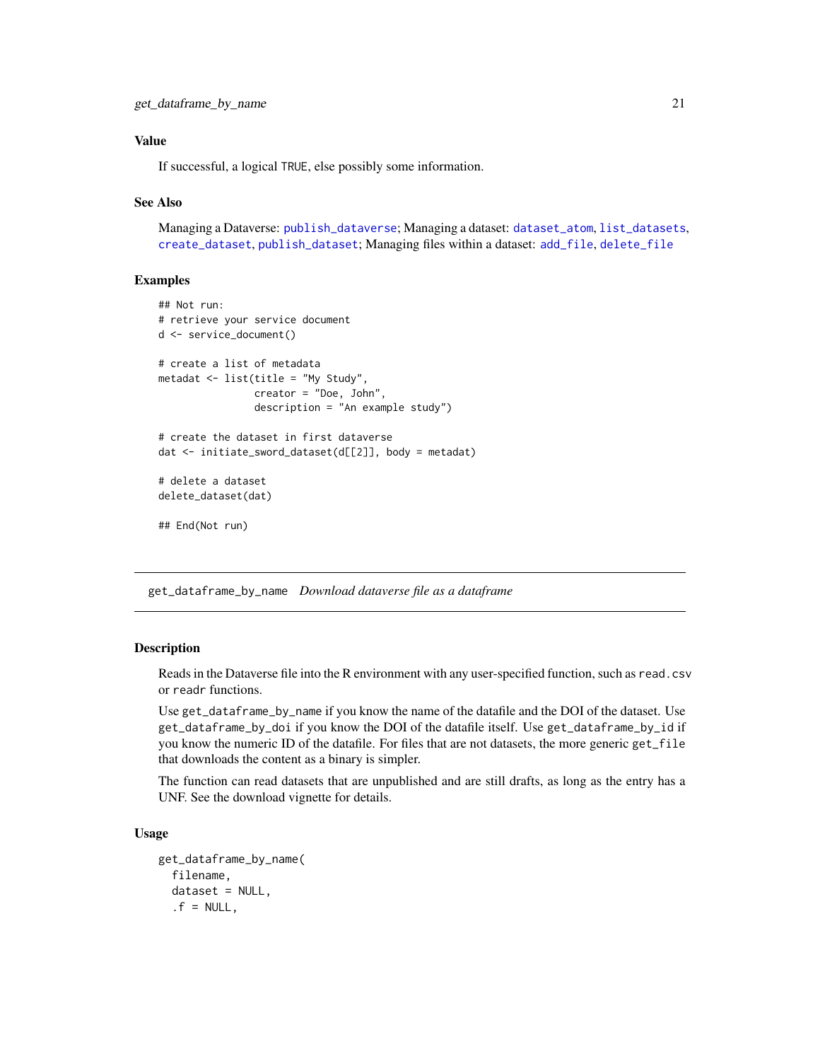### Value

If successful, a logical `TRUE`, else possibly some information.

### See Also

Managing a Dataverse: `publish_dataverse`; Managing a dataset: `dataset_atom`, `list_datasets`, `create_dataset`, `publish_dataset`; Managing files within a dataset: `add_file`, `delete_file`

### Examples

```
## Not run:
# retrieve your service document
d <- service_document()

# create a list of metadata
metadat <- list(title = "My Study",
                creator = "Doe, John",
                description = "An example study")

# create the dataset in first dataverse
dat <- initiate_sword_dataset(d[[2]], body = metadat)

# delete a dataset
delete_dataset(dat)

## End(Not run)
```

---

## get_dataframe_by_name    *Download dataverse file as a dataframe*

---

### Description

Reads in the Dataverse file into the R environment with any user-specified function, such as `read.csv` or `readr` functions.

Use `get_dataframe_by_name` if you know the name of the datafile and the DOI of the dataset. Use `get_dataframe_by_doi` if you know the DOI of the datafile itself. Use `get_dataframe_by_id` if you know the numeric ID of the datafile. For files that are not datasets, the more generic `get_file` that downloads the content as a binary is simpler.

The function can read datasets that are unpublished and are still drafts, as long as the entry has a UNF. See the download vignette for details.

### Usage

```
get_dataframe_by_name(
  filename,
  dataset = NULL,
  .f = NULL,
```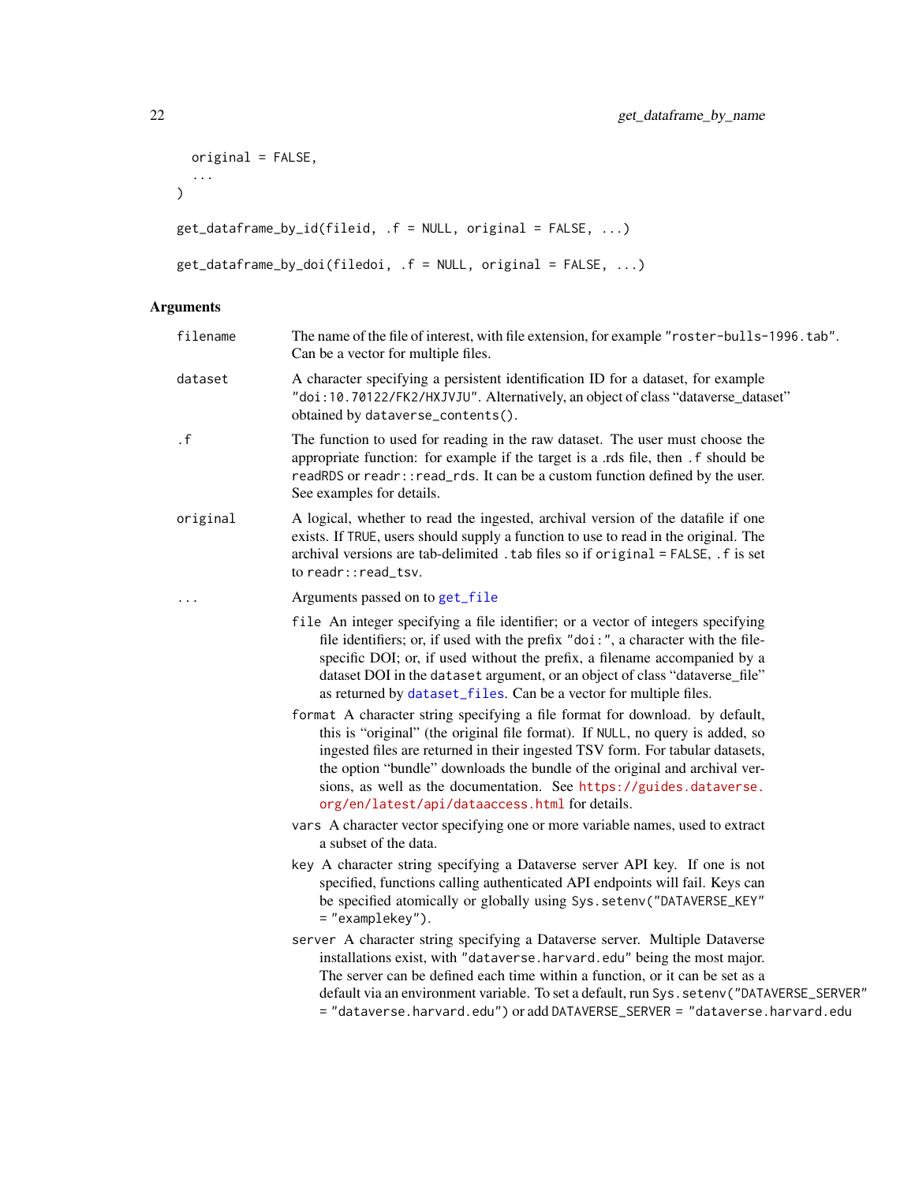```
  original = FALSE,
  ...
)

get_dataframe_by_id(fileid, .f = NULL, original = FALSE, ...)

get_dataframe_by_doi(filedoi, .f = NULL, original = FALSE, ...)
```

## Arguments

`filename` The name of the file of interest, with file extension, for example `"roster-bulls-1996.tab"`. Can be a vector for multiple files.

`dataset` A character specifying a persistent identification ID for a dataset, for example `"doi:10.70122/FK2/HXJVJU"`. Alternatively, an object of class "dataverse_dataset" obtained by `dataverse_contents()`.

`.f` The function to used for reading in the raw dataset. The user must choose the appropriate function: for example if the target is a .rds file, then `.f` should be `readRDS` or `readr::read_rds`. It can be a custom function defined by the user. See examples for details.

`original` A logical, whether to read the ingested, archival version of the datafile if one exists. If `TRUE`, users should supply a function to use to read in the original. The archival versions are tab-delimited `.tab` files so if `original = FALSE`, `.f` is set to `readr::read_tsv`.

`...` Arguments passed on to `get_file`

- `file` An integer specifying a file identifier; or a vector of integers specifying file identifiers; or, if used with the prefix `"doi:"`, a character with the file-specific DOI; or, if used without the prefix, a filename accompanied by a dataset DOI in the `dataset` argument, or an object of class "dataverse_file" as returned by `dataset_files`. Can be a vector for multiple files.
- `format` A character string specifying a file format for download. by default, this is "original" (the original file format). If `NULL`, no query is added, so ingested files are returned in their ingested TSV form. For tabular datasets, the option "bundle" downloads the bundle of the original and archival versions, as well as the documentation. See https://guides.dataverse.org/en/latest/api/dataaccess.html for details.
- `vars` A character vector specifying one or more variable names, used to extract a subset of the data.
- `key` A character string specifying a Dataverse server API key. If one is not specified, functions calling authenticated API endpoints will fail. Keys can be specified atomically or globally using `Sys.setenv("DATAVERSE_KEY" = "examplekey")`.
- `server` A character string specifying a Dataverse server. Multiple Dataverse installations exist, with `"dataverse.harvard.edu"` being the most major. The server can be defined each time within a function, or it can be set as a default via an environment variable. To set a default, run `Sys.setenv("DATAVERSE_SERVER" = "dataverse.harvard.edu")` or add `DATAVERSE_SERVER = "dataverse.harvard.edu`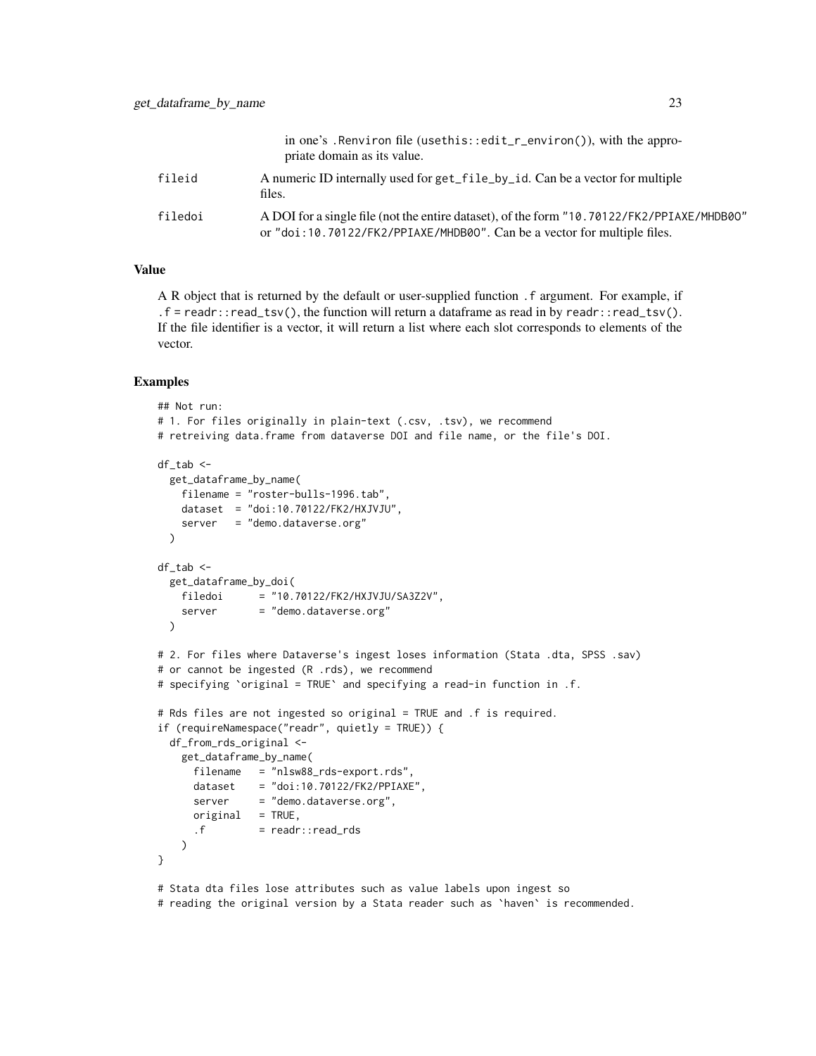in one's .Renviron file (usethis::edit_r_environ()), with the appropriate domain as its value.

| | |
|---|---|
| fileid | A numeric ID internally used for get_file_by_id. Can be a vector for multiple files. |
| filedoi | A DOI for a single file (not the entire dataset), of the form "10.70122/FK2/PPIAXE/MHDB0O" or "doi:10.70122/FK2/PPIAXE/MHDB0O". Can be a vector for multiple files. |

## Value

A R object that is returned by the default or user-supplied function .f argument. For example, if .f = readr::read_tsv(), the function will return a dataframe as read in by readr::read_tsv(). If the file identifier is a vector, it will return a list where each slot corresponds to elements of the vector.

## Examples

```
## Not run:
# 1. For files originally in plain-text (.csv, .tsv), we recommend
# retreiving data.frame from dataverse DOI and file name, or the file's DOI.

df_tab <-
  get_dataframe_by_name(
    filename = "roster-bulls-1996.tab",
    dataset  = "doi:10.70122/FK2/HXJVJU",
    server   = "demo.dataverse.org"
  )

df_tab <-
  get_dataframe_by_doi(
    filedoi      = "10.70122/FK2/HXJVJU/SA3Z2V",
    server       = "demo.dataverse.org"
  )

# 2. For files where Dataverse's ingest loses information (Stata .dta, SPSS .sav)
# or cannot be ingested (R .rds), we recommend
# specifying `original = TRUE` and specifying a read-in function in .f.

# Rds files are not ingested so original = TRUE and .f is required.
if (requireNamespace("readr", quietly = TRUE)) {
  df_from_rds_original <-
    get_dataframe_by_name(
      filename   = "nlsw88_rds-export.rds",
      dataset    = "doi:10.70122/FK2/PPIAXE",
      server     = "demo.dataverse.org",
      original   = TRUE,
      .f         = readr::read_rds
    )
}

# Stata dta files lose attributes such as value labels upon ingest so
# reading the original version by a Stata reader such as `haven` is recommended.
```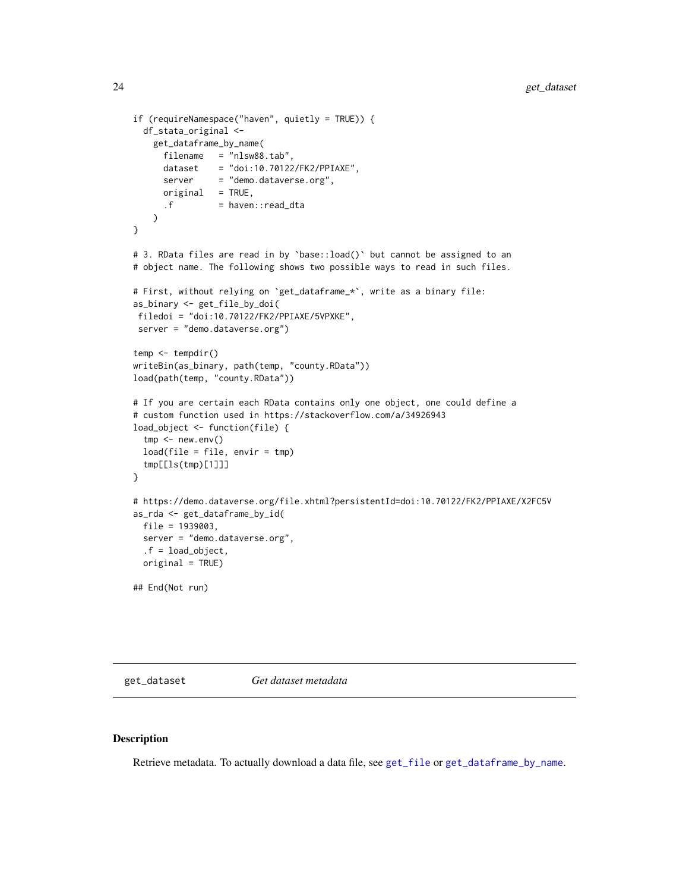```
if (requireNamespace("haven", quietly = TRUE)) {
  df_stata_original <-
    get_dataframe_by_name(
      filename   = "nlsw88.tab",
      dataset    = "doi:10.70122/FK2/PPIAXE",
      server     = "demo.dataverse.org",
      original   = TRUE,
      .f         = haven::read_dta
    )
}

# 3. RData files are read in by `base::load()` but cannot be assigned to an
# object name. The following shows two possible ways to read in such files.

# First, without relying on `get_dataframe_*`, write as a binary file:
as_binary <- get_file_by_doi(
 filedoi = "doi:10.70122/FK2/PPIAXE/5VPXKE",
 server = "demo.dataverse.org")

temp <- tempdir()
writeBin(as_binary, path(temp, "county.RData"))
load(path(temp, "county.RData"))

# If you are certain each RData contains only one object, one could define a
# custom function used in https://stackoverflow.com/a/34926943
load_object <- function(file) {
  tmp <- new.env()
  load(file = file, envir = tmp)
  tmp[[ls(tmp)[1]]]
}

# https://demo.dataverse.org/file.xhtml?persistentId=doi:10.70122/FK2/PPIAXE/X2FC5V
as_rda <- get_dataframe_by_id(
  file = 1939003,
  server = "demo.dataverse.org",
  .f = load_object,
  original = TRUE)

## End(Not run)
```

## get_dataset    *Get dataset metadata*

### Description

Retrieve metadata. To actually download a data file, see `get_file` or `get_dataframe_by_name`.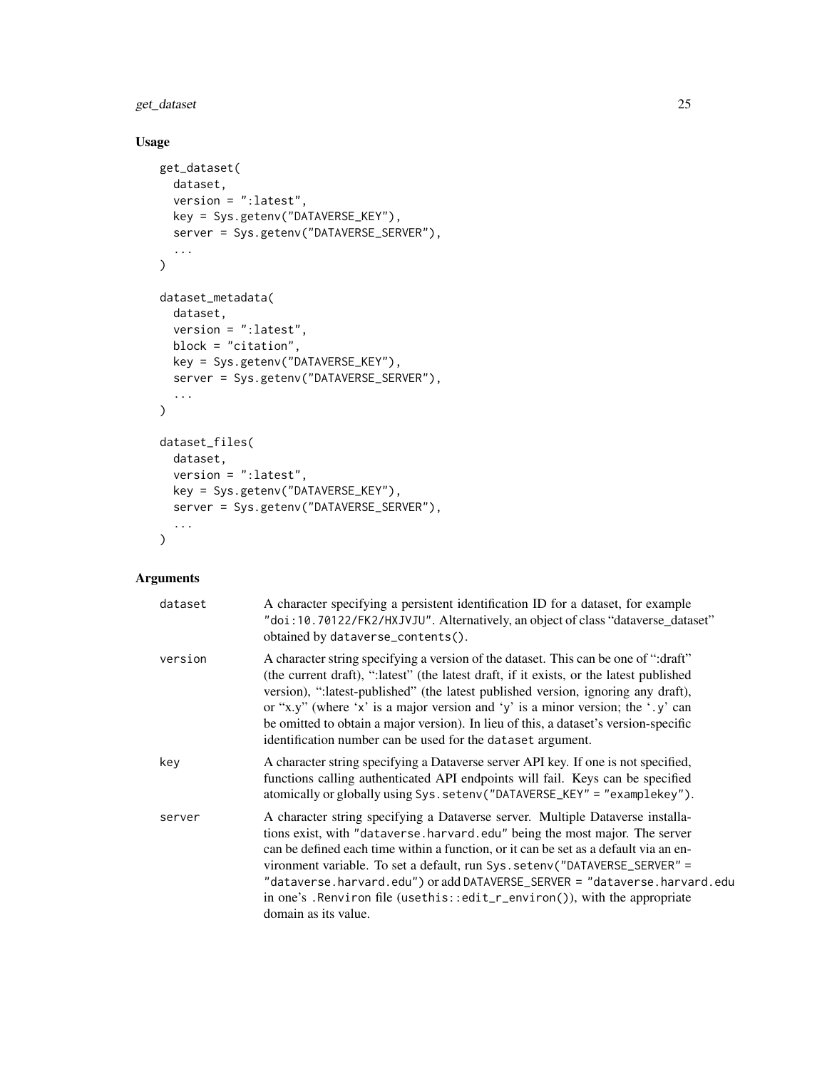## Usage

```
get_dataset(
  dataset,
  version = ":latest",
  key = Sys.getenv("DATAVERSE_KEY"),
  server = Sys.getenv("DATAVERSE_SERVER"),
  ...
)

dataset_metadata(
  dataset,
  version = ":latest",
  block = "citation",
  key = Sys.getenv("DATAVERSE_KEY"),
  server = Sys.getenv("DATAVERSE_SERVER"),
  ...
)

dataset_files(
  dataset,
  version = ":latest",
  key = Sys.getenv("DATAVERSE_KEY"),
  server = Sys.getenv("DATAVERSE_SERVER"),
  ...
)
```

## Arguments

| | |
|---|---|
| `dataset` | A character specifying a persistent identification ID for a dataset, for example `"doi:10.70122/FK2/HXJVJU"`. Alternatively, an object of class "dataverse_dataset" obtained by `dataverse_contents()`. |
| `version` | A character string specifying a version of the dataset. This can be one of ":draft" (the current draft), ":latest" (the latest draft, if it exists, or the latest published version), ":latest-published" (the latest published version, ignoring any draft), or "x.y" (where 'x' is a major version and 'y' is a minor version; the '.y' can be omitted to obtain a major version). In lieu of this, a dataset's version-specific identification number can be used for the `dataset` argument. |
| `key` | A character string specifying a Dataverse server API key. If one is not specified, functions calling authenticated API endpoints will fail. Keys can be specified atomically or globally using `Sys.setenv("DATAVERSE_KEY" = "examplekey")`. |
| `server` | A character string specifying a Dataverse server. Multiple Dataverse installations exist, with `"dataverse.harvard.edu"` being the most major. The server can be defined each time within a function, or it can be set as a default via an environment variable. To set a default, run `Sys.setenv("DATAVERSE_SERVER" = "dataverse.harvard.edu")` or add `DATAVERSE_SERVER = "dataverse.harvard.edu` in one's `.Renviron` file (`usethis::edit_r_environ()`), with the appropriate domain as its value. |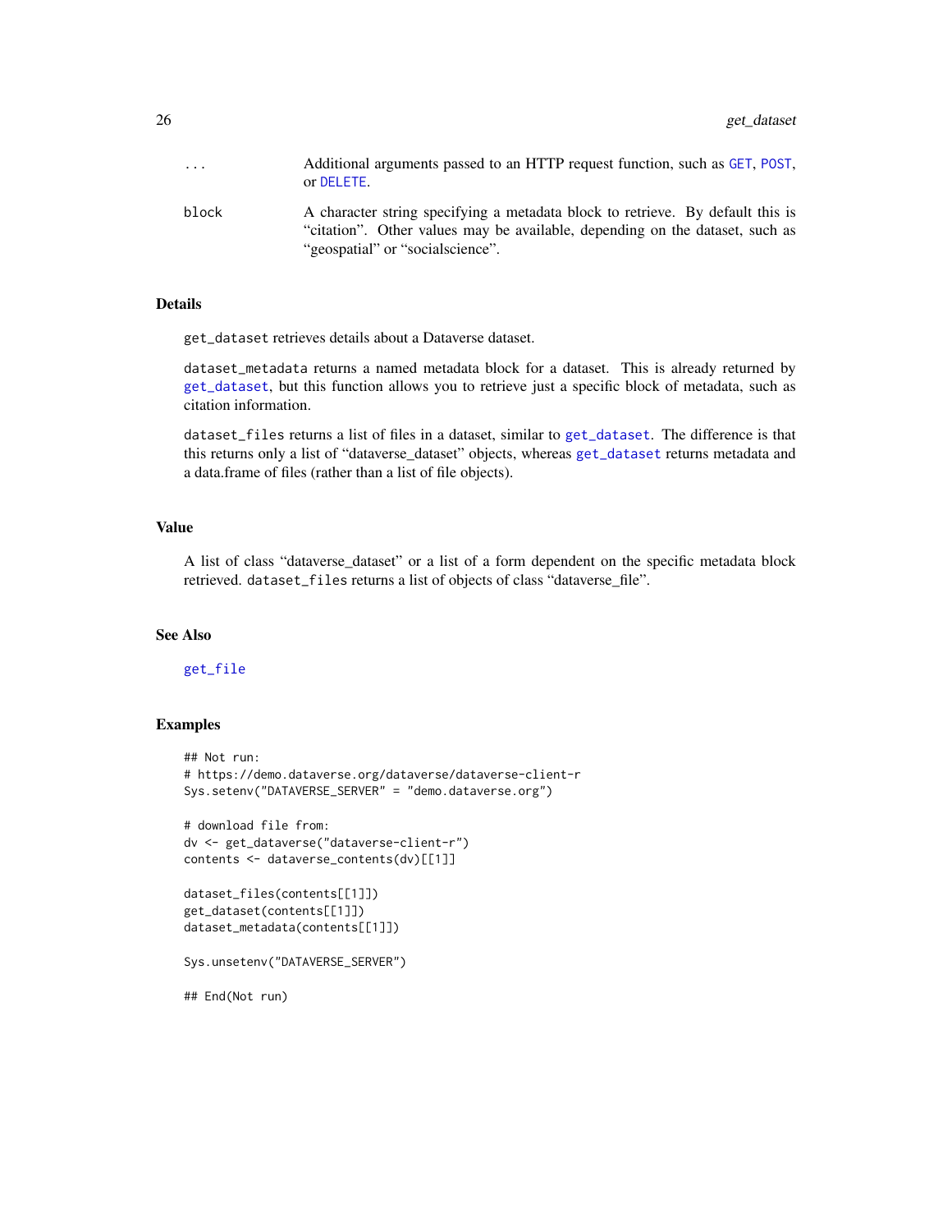| | |
|---|---|
| ... | Additional arguments passed to an HTTP request function, such as GET, POST, or DELETE. |
| block | A character string specifying a metadata block to retrieve. By default this is "citation". Other values may be available, depending on the dataset, such as "geospatial" or "socialscience". |

## Details

get_dataset retrieves details about a Dataverse dataset.

dataset_metadata returns a named metadata block for a dataset. This is already returned by get_dataset, but this function allows you to retrieve just a specific block of metadata, such as citation information.

dataset_files returns a list of files in a dataset, similar to get_dataset. The difference is that this returns only a list of "dataverse_dataset" objects, whereas get_dataset returns metadata and a data.frame of files (rather than a list of file objects).

## Value

A list of class "dataverse_dataset" or a list of a form dependent on the specific metadata block retrieved. dataset_files returns a list of objects of class "dataverse_file".

## See Also

get_file

## Examples

```
## Not run:
# https://demo.dataverse.org/dataverse/dataverse-client-r
Sys.setenv("DATAVERSE_SERVER" = "demo.dataverse.org")

# download file from:
dv <- get_dataverse("dataverse-client-r")
contents <- dataverse_contents(dv)[[1]]

dataset_files(contents[[1]])
get_dataset(contents[[1]])
dataset_metadata(contents[[1]])

Sys.unsetenv("DATAVERSE_SERVER")

## End(Not run)
```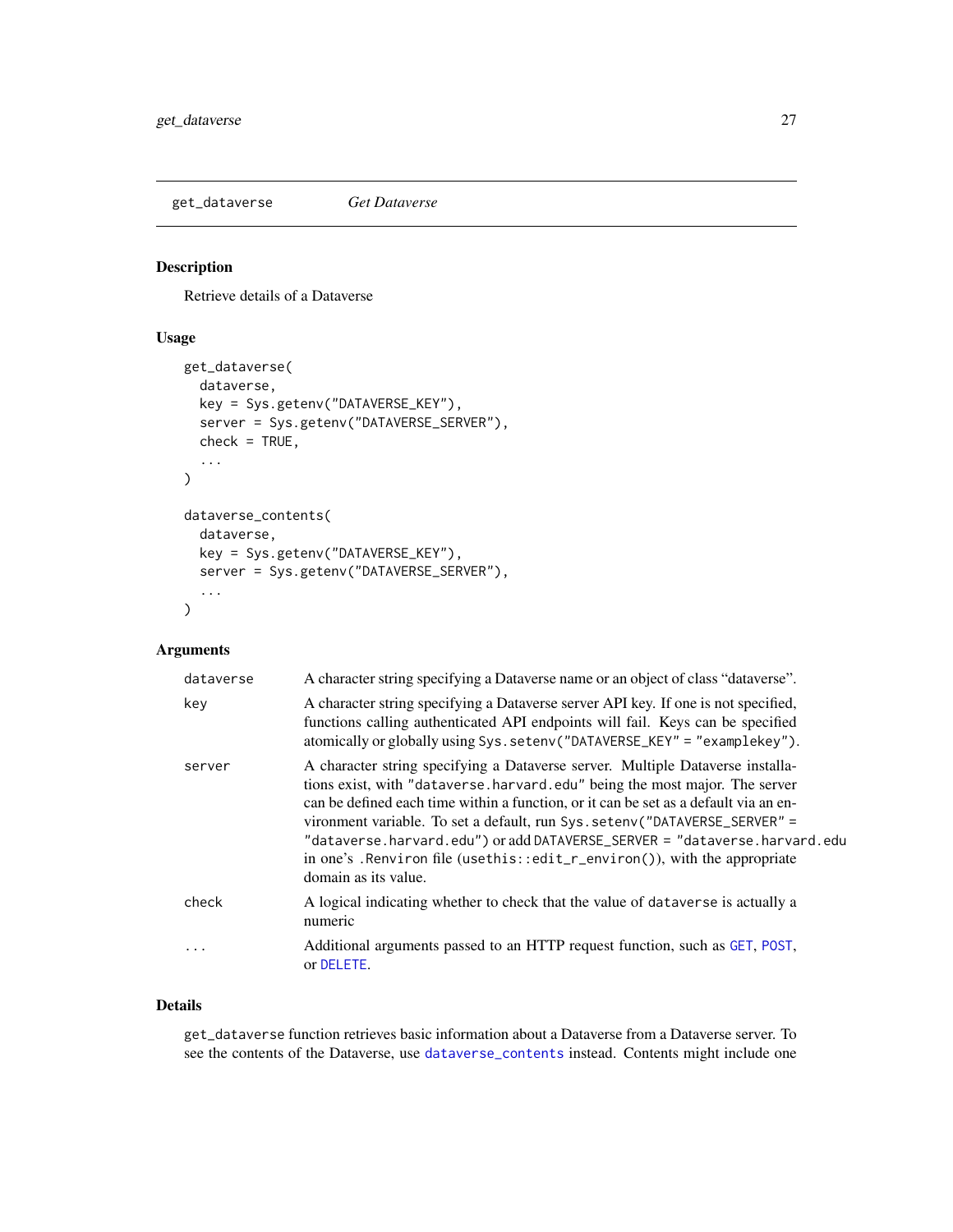get_dataverse    *Get Dataverse*

## Description

Retrieve details of a Dataverse

## Usage

```
get_dataverse(
  dataverse,
  key = Sys.getenv("DATAVERSE_KEY"),
  server = Sys.getenv("DATAVERSE_SERVER"),
  check = TRUE,
  ...
)

dataverse_contents(
  dataverse,
  key = Sys.getenv("DATAVERSE_KEY"),
  server = Sys.getenv("DATAVERSE_SERVER"),
  ...
)
```

## Arguments

| | |
|---|---|
| `dataverse` | A character string specifying a Dataverse name or an object of class "dataverse". |
| `key` | A character string specifying a Dataverse server API key. If one is not specified, functions calling authenticated API endpoints will fail. Keys can be specified atomically or globally using `Sys.setenv("DATAVERSE_KEY" = "examplekey")`. |
| `server` | A character string specifying a Dataverse server. Multiple Dataverse installations exist, with `"dataverse.harvard.edu"` being the most major. The server can be defined each time within a function, or it can be set as a default via an environment variable. To set a default, run `Sys.setenv("DATAVERSE_SERVER" = "dataverse.harvard.edu")` or add `DATAVERSE_SERVER = "dataverse.harvard.edu` in one's `.Renviron` file (`usethis::edit_r_environ()`), with the appropriate domain as its value. |
| `check` | A logical indicating whether to check that the value of `dataverse` is actually a numeric |
| `...` | Additional arguments passed to an HTTP request function, such as `GET`, `POST`, or `DELETE`. |

## Details

`get_dataverse` function retrieves basic information about a Dataverse from a Dataverse server. To see the contents of the Dataverse, use `dataverse_contents` instead. Contents might include one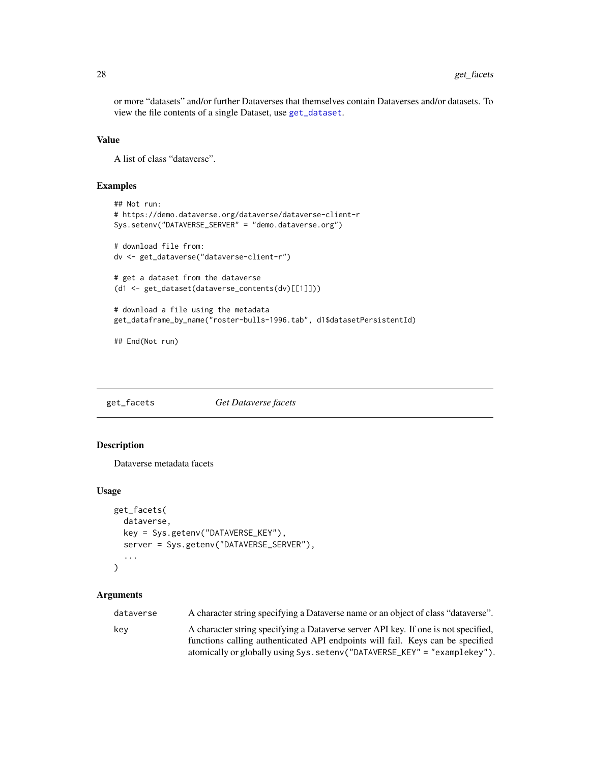or more “datasets” and/or further Dataverses that themselves contain Dataverses and/or datasets. To view the file contents of a single Dataset, use `get_dataset`.

### Value

A list of class “dataverse”.

### Examples

```
## Not run:
# https://demo.dataverse.org/dataverse/dataverse-client-r
Sys.setenv("DATAVERSE_SERVER" = "demo.dataverse.org")

# download file from:
dv <- get_dataverse("dataverse-client-r")

# get a dataset from the dataverse
(d1 <- get_dataset(dataverse_contents(dv)[[1]]))

# download a file using the metadata
get_dataframe_by_name("roster-bulls-1996.tab", d1$datasetPersistentId)

## End(Not run)
```

---

## get_facets — *Get Dataverse facets*

### Description

Dataverse metadata facets

### Usage

```
get_facets(
  dataverse,
  key = Sys.getenv("DATAVERSE_KEY"),
  server = Sys.getenv("DATAVERSE_SERVER"),
  ...
)
```

### Arguments

| | |
|---|---|
| dataverse | A character string specifying a Dataverse name or an object of class “dataverse”. |
| key | A character string specifying a Dataverse server API key. If one is not specified, functions calling authenticated API endpoints will fail. Keys can be specified atomically or globally using `Sys.setenv("DATAVERSE_KEY" = "examplekey")`. |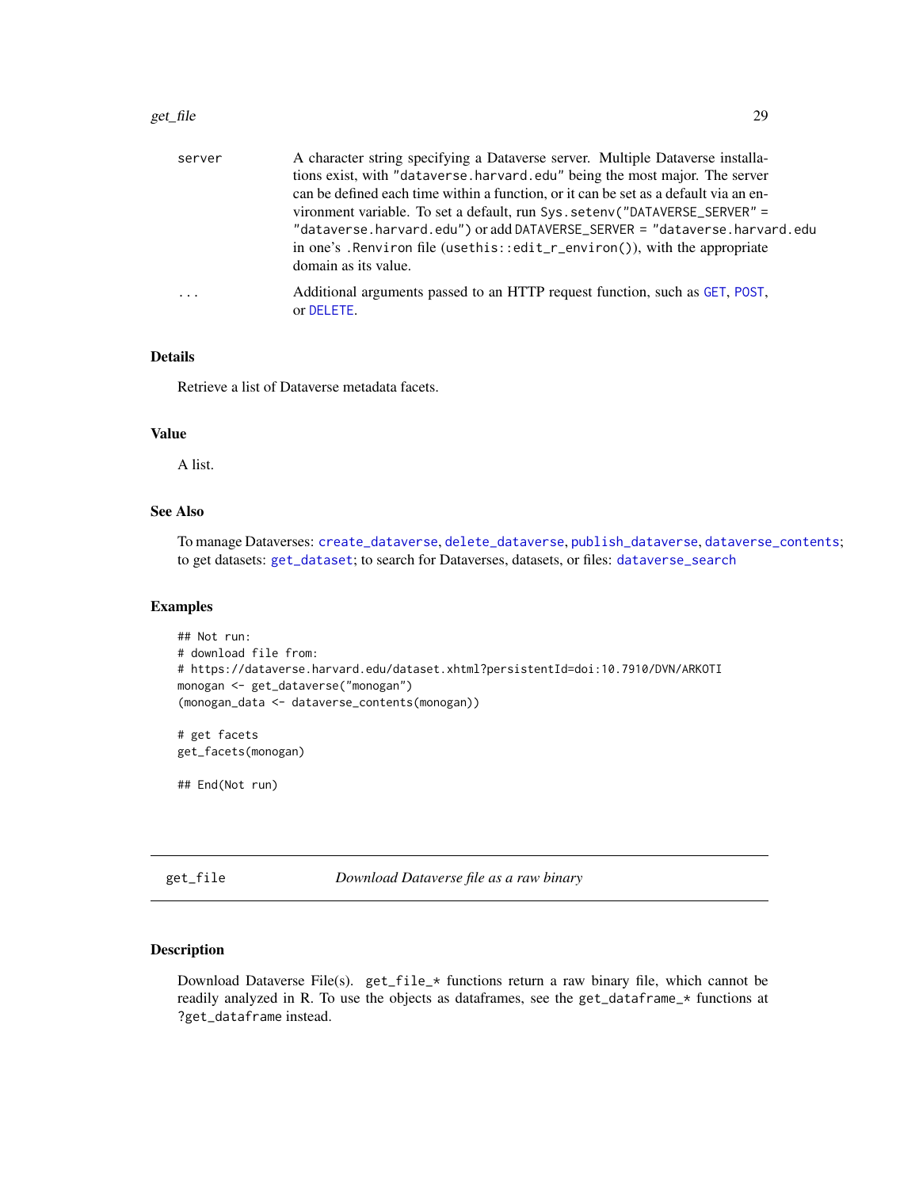| | |
|---|---|
| server | A character string specifying a Dataverse server. Multiple Dataverse installations exist, with "dataverse.harvard.edu" being the most major. The server can be defined each time within a function, or it can be set as a default via an environment variable. To set a default, run Sys.setenv("DATAVERSE_SERVER" = "dataverse.harvard.edu") or add DATAVERSE_SERVER = "dataverse.harvard.edu in one's .Renviron file (usethis::edit_r_environ()), with the appropriate domain as its value. |
| ... | Additional arguments passed to an HTTP request function, such as GET, POST, or DELETE. |

### Details

Retrieve a list of Dataverse metadata facets.

### Value

A list.

### See Also

To manage Dataverses: create_dataverse, delete_dataverse, publish_dataverse, dataverse_contents; to get datasets: get_dataset; to search for Dataverses, datasets, or files: dataverse_search

### Examples

```
## Not run:
# download file from:
# https://dataverse.harvard.edu/dataset.xhtml?persistentId=doi:10.7910/DVN/ARKOTI
monogan <- get_dataverse("monogan")
(monogan_data <- dataverse_contents(monogan))

# get facets
get_facets(monogan)

## End(Not run)
```

## get_file *Download Dataverse file as a raw binary*

### Description

Download Dataverse File(s). get_file_* functions return a raw binary file, which cannot be readily analyzed in R. To use the objects as dataframes, see the get_dataframe_* functions at ?get_dataframe instead.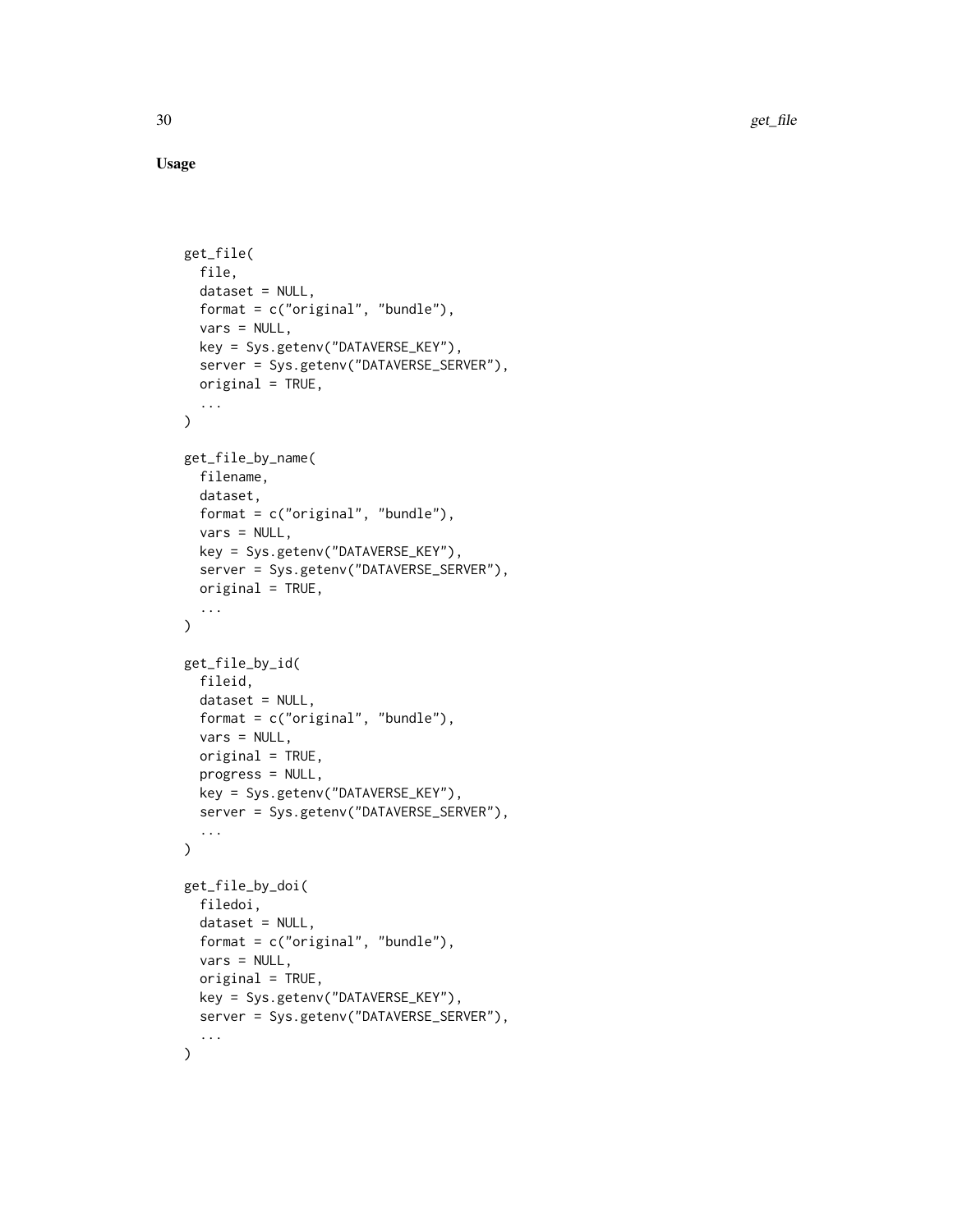### Usage

```
get_file(
  file,
  dataset = NULL,
  format = c("original", "bundle"),
  vars = NULL,
  key = Sys.getenv("DATAVERSE_KEY"),
  server = Sys.getenv("DATAVERSE_SERVER"),
  original = TRUE,
  ...
)

get_file_by_name(
  filename,
  dataset,
  format = c("original", "bundle"),
  vars = NULL,
  key = Sys.getenv("DATAVERSE_KEY"),
  server = Sys.getenv("DATAVERSE_SERVER"),
  original = TRUE,
  ...
)

get_file_by_id(
  fileid,
  dataset = NULL,
  format = c("original", "bundle"),
  vars = NULL,
  original = TRUE,
  progress = NULL,
  key = Sys.getenv("DATAVERSE_KEY"),
  server = Sys.getenv("DATAVERSE_SERVER"),
  ...
)

get_file_by_doi(
  filedoi,
  dataset = NULL,
  format = c("original", "bundle"),
  vars = NULL,
  original = TRUE,
  key = Sys.getenv("DATAVERSE_KEY"),
  server = Sys.getenv("DATAVERSE_SERVER"),
  ...
)
```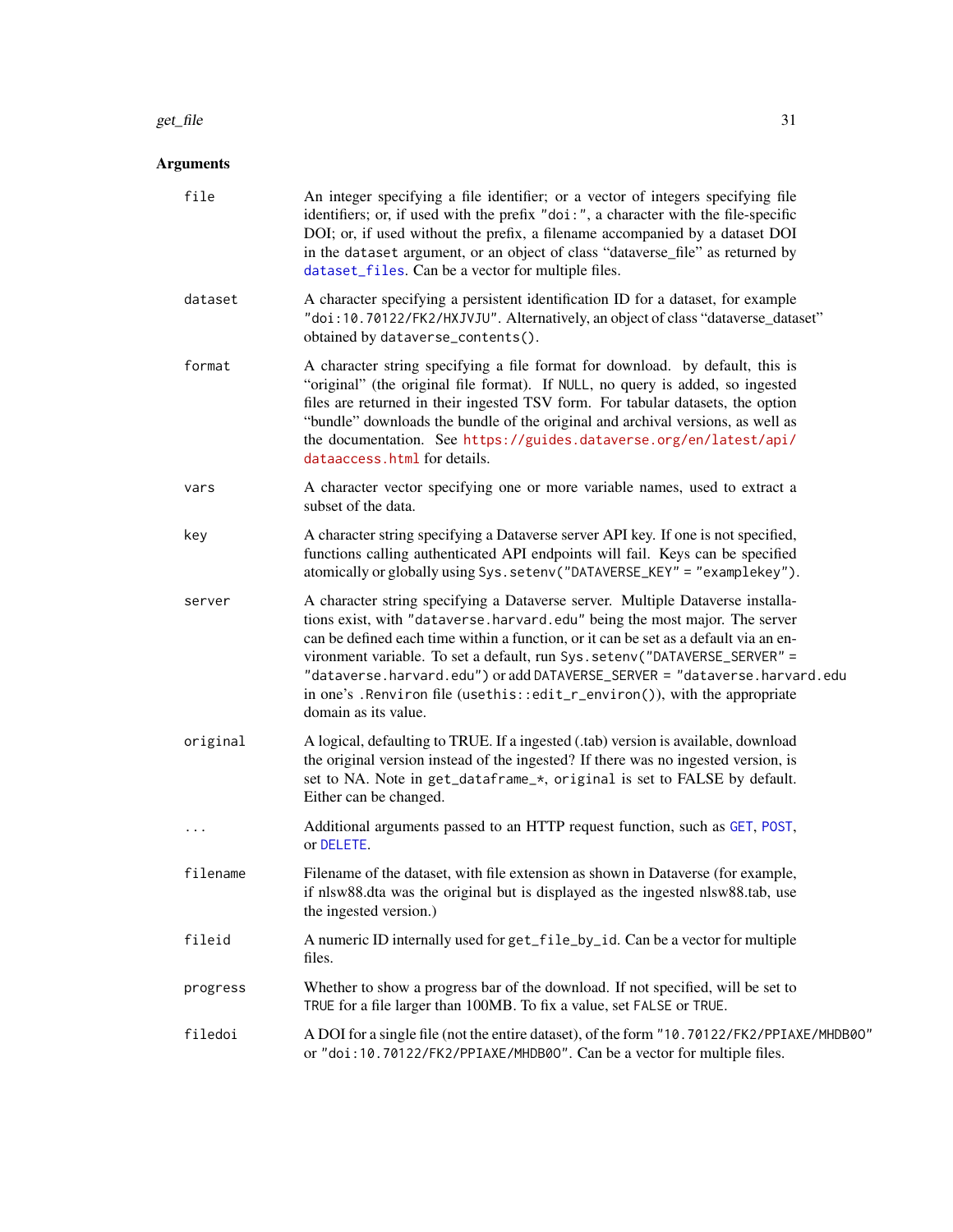## Arguments

| | |
|---|---|
| `file` | An integer specifying a file identifier; or a vector of integers specifying file identifiers; or, if used with the prefix `"doi:"`, a character with the file-specific DOI; or, if used without the prefix, a filename accompanied by a dataset DOI in the `dataset` argument, or an object of class "dataverse_file" as returned by `dataset_files`. Can be a vector for multiple files. |
| `dataset` | A character specifying a persistent identification ID for a dataset, for example `"doi:10.70122/FK2/HXJVJU"`. Alternatively, an object of class "dataverse_dataset" obtained by `dataverse_contents()`. |
| `format` | A character string specifying a file format for download. by default, this is "original" (the original file format). If `NULL`, no query is added, so ingested files are returned in their ingested TSV form. For tabular datasets, the option "bundle" downloads the bundle of the original and archival versions, as well as the documentation. See https://guides.dataverse.org/en/latest/api/dataaccess.html for details. |
| `vars` | A character vector specifying one or more variable names, used to extract a subset of the data. |
| `key` | A character string specifying a Dataverse server API key. If one is not specified, functions calling authenticated API endpoints will fail. Keys can be specified atomically or globally using `Sys.setenv("DATAVERSE_KEY" = "examplekey")`. |
| `server` | A character string specifying a Dataverse server. Multiple Dataverse installations exist, with `"dataverse.harvard.edu"` being the most major. The server can be defined each time within a function, or it can be set as a default via an environment variable. To set a default, run `Sys.setenv("DATAVERSE_SERVER" = "dataverse.harvard.edu")` or add `DATAVERSE_SERVER = "dataverse.harvard.edu` in one's `.Renviron` file (`usethis::edit_r_environ()`), with the appropriate domain as its value. |
| `original` | A logical, defaulting to TRUE. If a ingested (.tab) version is available, download the original version instead of the ingested? If there was no ingested version, is set to NA. Note in `get_dataframe_*`, `original` is set to FALSE by default. Either can be changed. |
| `...` | Additional arguments passed to an HTTP request function, such as `GET`, `POST`, or `DELETE`. |
| `filename` | Filename of the dataset, with file extension as shown in Dataverse (for example, if nlsw88.dta was the original but is displayed as the ingested nlsw88.tab, use the ingested version.) |
| `fileid` | A numeric ID internally used for `get_file_by_id`. Can be a vector for multiple files. |
| `progress` | Whether to show a progress bar of the download. If not specified, will be set to `TRUE` for a file larger than 100MB. To fix a value, set `FALSE` or `TRUE`. |
| `filedoi` | A DOI for a single file (not the entire dataset), of the form `"10.70122/FK2/PPIAXE/MHDB0O"` or `"doi:10.70122/FK2/PPIAXE/MHDB0O"`. Can be a vector for multiple files. |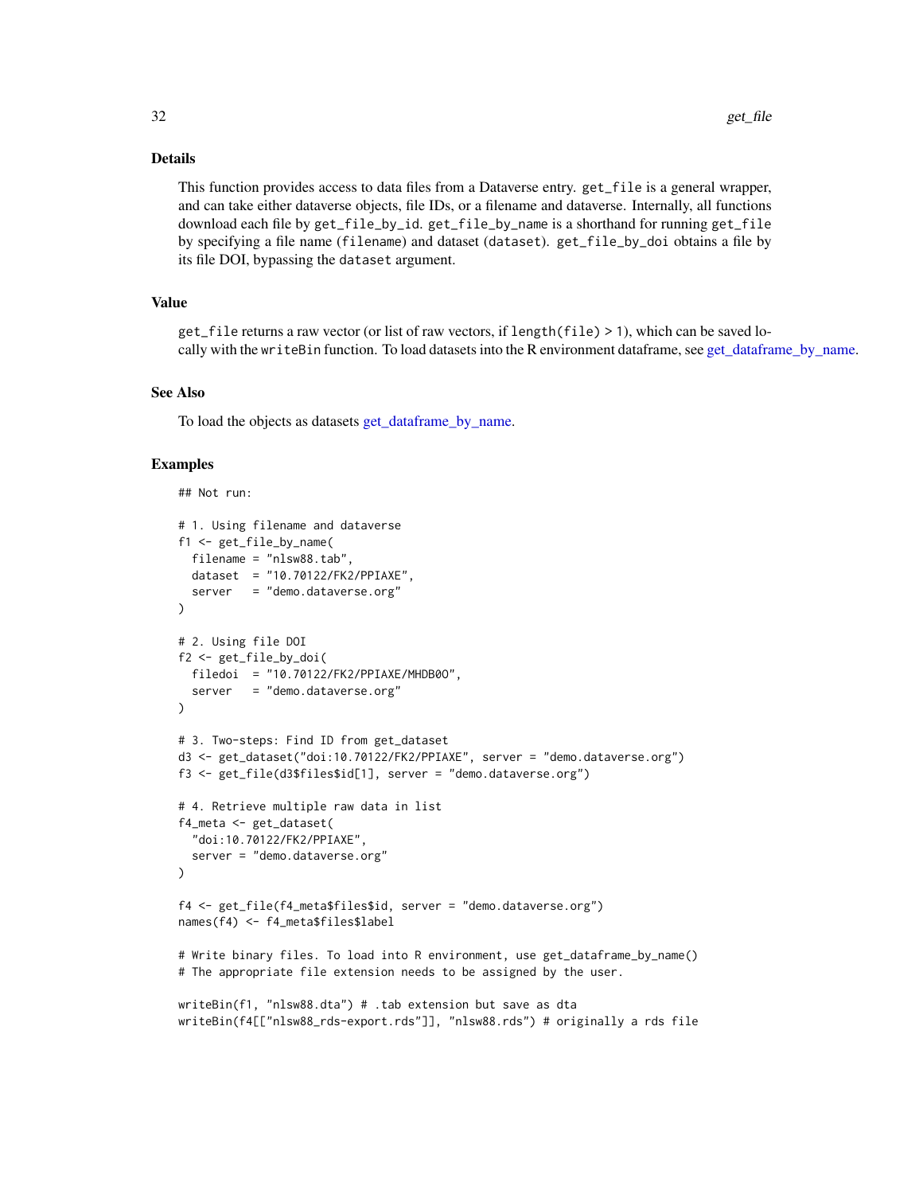## Details

This function provides access to data files from a Dataverse entry. `get_file` is a general wrapper, and can take either dataverse objects, file IDs, or a filename and dataverse. Internally, all functions download each file by `get_file_by_id`. `get_file_by_name` is a shorthand for running `get_file` by specifying a file name (`filename`) and dataset (`dataset`). `get_file_by_doi` obtains a file by its file DOI, bypassing the `dataset` argument.

## Value

`get_file` returns a raw vector (or list of raw vectors, if `length(file) > 1`), which can be saved locally with the `writeBin` function. To load datasets into the R environment dataframe, see get_dataframe_by_name.

## See Also

To load the objects as datasets get_dataframe_by_name.

## Examples

```
## Not run:

# 1. Using filename and dataverse
f1 <- get_file_by_name(
  filename = "nlsw88.tab",
  dataset  = "10.70122/FK2/PPIAXE",
  server   = "demo.dataverse.org"
)

# 2. Using file DOI
f2 <- get_file_by_doi(
  filedoi  = "10.70122/FK2/PPIAXE/MHDB0O",
  server   = "demo.dataverse.org"
)

# 3. Two-steps: Find ID from get_dataset
d3 <- get_dataset("doi:10.70122/FK2/PPIAXE", server = "demo.dataverse.org")
f3 <- get_file(d3$files$id[1], server = "demo.dataverse.org")

# 4. Retrieve multiple raw data in list
f4_meta <- get_dataset(
  "doi:10.70122/FK2/PPIAXE",
  server = "demo.dataverse.org"
)

f4 <- get_file(f4_meta$files$id, server = "demo.dataverse.org")
names(f4) <- f4_meta$files$label

# Write binary files. To load into R environment, use get_dataframe_by_name()
# The appropriate file extension needs to be assigned by the user.

writeBin(f1, "nlsw88.dta") # .tab extension but save as dta
writeBin(f4[["nlsw88_rds-export.rds"]], "nlsw88.rds") # originally a rds file
```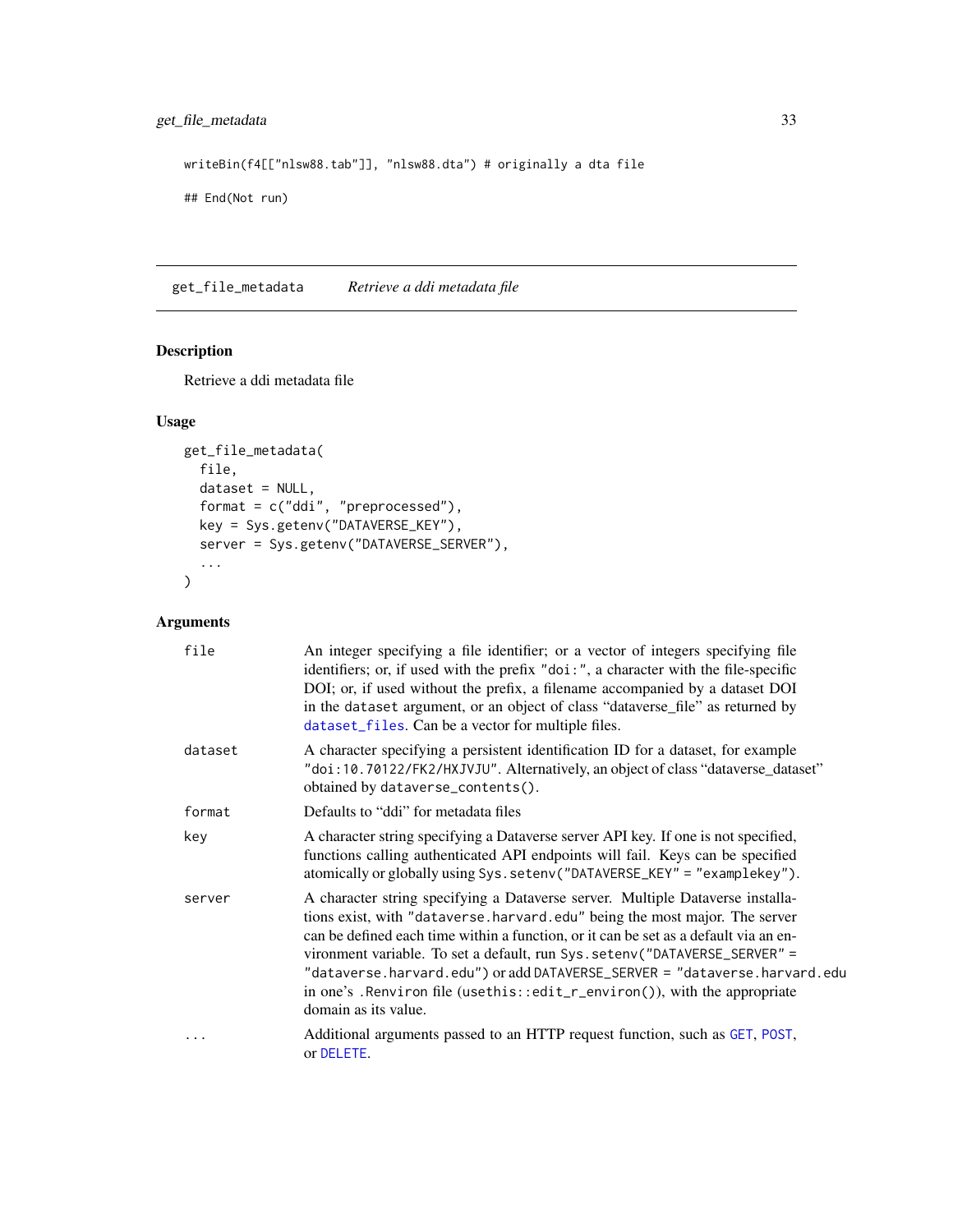```
writeBin(f4[["nlsw88.tab"]], "nlsw88.dta") # originally a dta file

## End(Not run)
```

## get_file_metadata *Retrieve a ddi metadata file*

### Description

Retrieve a ddi metadata file

### Usage

```
get_file_metadata(
  file,
  dataset = NULL,
  format = c("ddi", "preprocessed"),
  key = Sys.getenv("DATAVERSE_KEY"),
  server = Sys.getenv("DATAVERSE_SERVER"),
  ...
)
```

### Arguments

| Argument | Description |
|---|---|
| `file` | An integer specifying a file identifier; or a vector of integers specifying file identifiers; or, if used with the prefix `"doi:"`, a character with the file-specific DOI; or, if used without the prefix, a filename accompanied by a dataset DOI in the `dataset` argument, or an object of class "dataverse_file" as returned by `dataset_files`. Can be a vector for multiple files. |
| `dataset` | A character specifying a persistent identification ID for a dataset, for example `"doi:10.70122/FK2/HXJVJU"`. Alternatively, an object of class "dataverse_dataset" obtained by `dataverse_contents()`. |
| `format` | Defaults to "ddi" for metadata files |
| `key` | A character string specifying a Dataverse server API key. If one is not specified, functions calling authenticated API endpoints will fail. Keys can be specified atomically or globally using `Sys.setenv("DATAVERSE_KEY" = "examplekey")`. |
| `server` | A character string specifying a Dataverse server. Multiple Dataverse installations exist, with `"dataverse.harvard.edu"` being the most major. The server can be defined each time within a function, or it can be set as a default via an environment variable. To set a default, run `Sys.setenv("DATAVERSE_SERVER" = "dataverse.harvard.edu")` or add `DATAVERSE_SERVER = "dataverse.harvard.edu` in one's `.Renviron` file (`usethis::edit_r_environ()`), with the appropriate domain as its value. |
| `...` | Additional arguments passed to an HTTP request function, such as `GET`, `POST`, or `DELETE`. |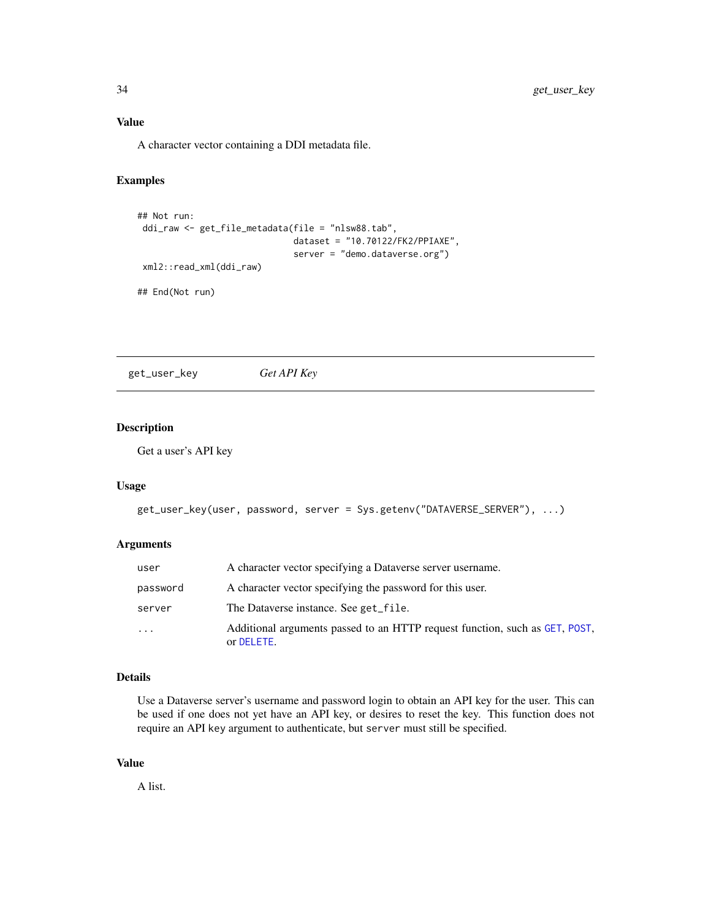### Value

A character vector containing a DDI metadata file.

### Examples

```
## Not run:
 ddi_raw <- get_file_metadata(file = "nlsw88.tab",
                              dataset = "10.70122/FK2/PPIAXE",
                              server = "demo.dataverse.org")
 xml2::read_xml(ddi_raw)

## End(Not run)
```

---

## get_user_key — *Get API Key*

### Description

Get a user's API key

### Usage

```
get_user_key(user, password, server = Sys.getenv("DATAVERSE_SERVER"), ...)
```

### Arguments

| | |
|---|---|
| `user` | A character vector specifying a Dataverse server username. |
| `password` | A character vector specifying the password for this user. |
| `server` | The Dataverse instance. See `get_file`. |
| `...` | Additional arguments passed to an HTTP request function, such as `GET`, `POST`, or `DELETE`. |

### Details

Use a Dataverse server's username and password login to obtain an API key for the user. This can be used if one does not yet have an API key, or desires to reset the key. This function does not require an API key argument to authenticate, but `server` must still be specified.

### Value

A list.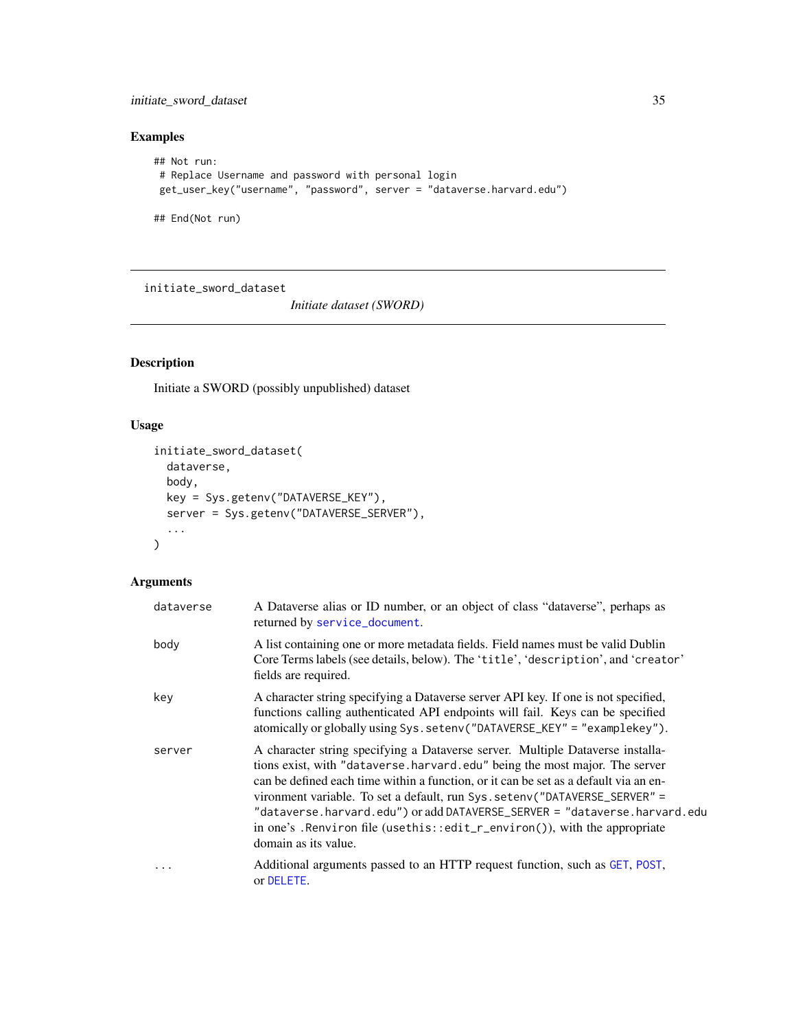## Examples

```
## Not run:
 # Replace Username and password with personal login
 get_user_key("username", "password", server = "dataverse.harvard.edu")

## End(Not run)
```

---

initiate_sword_dataset&nbsp;&nbsp;&nbsp;&nbsp;&nbsp;&nbsp;&nbsp;&nbsp;*Initiate dataset (SWORD)*

---

## Description

Initiate a SWORD (possibly unpublished) dataset

## Usage

```
initiate_sword_dataset(
  dataverse,
  body,
  key = Sys.getenv("DATAVERSE_KEY"),
  server = Sys.getenv("DATAVERSE_SERVER"),
  ...
)
```

## Arguments

| | |
|---|---|
| `dataverse` | A Dataverse alias or ID number, or an object of class "dataverse", perhaps as returned by `service_document`. |
| `body` | A list containing one or more metadata fields. Field names must be valid Dublin Core Terms labels (see details, below). The '`title`', '`description`', and '`creator`' fields are required. |
| `key` | A character string specifying a Dataverse server API key. If one is not specified, functions calling authenticated API endpoints will fail. Keys can be specified atomically or globally using `Sys.setenv("DATAVERSE_KEY" = "examplekey")`. |
| `server` | A character string specifying a Dataverse server. Multiple Dataverse installations exist, with `"dataverse.harvard.edu"` being the most major. The server can be defined each time within a function, or it can be set as a default via an environment variable. To set a default, run `Sys.setenv("DATAVERSE_SERVER" = "dataverse.harvard.edu")` or add `DATAVERSE_SERVER = "dataverse.harvard.edu` in one's `.Renviron` file (`usethis::edit_r_environ()`), with the appropriate domain as its value. |
| `...` | Additional arguments passed to an HTTP request function, such as `GET`, `POST`, or `DELETE`. |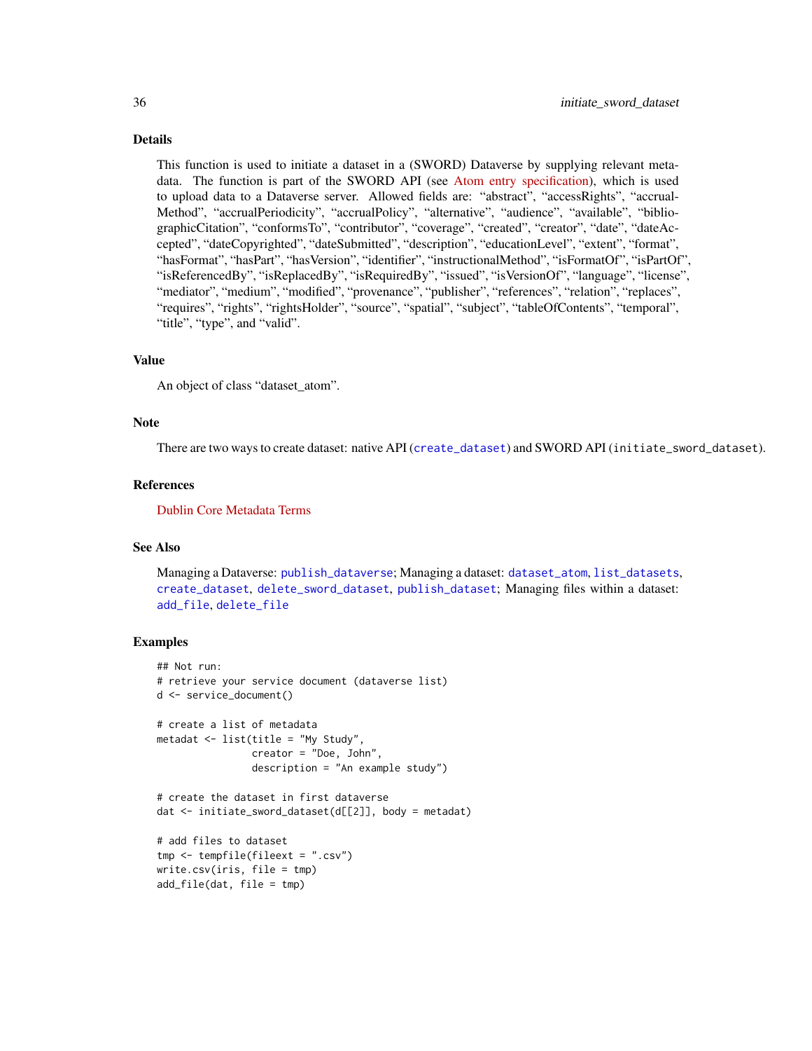## Details

This function is used to initiate a dataset in a (SWORD) Dataverse by supplying relevant metadata. The function is part of the SWORD API (see Atom entry specification), which is used to upload data to a Dataverse server. Allowed fields are: "abstract", "accessRights", "accrualMethod", "accrualPeriodicity", "accrualPolicy", "alternative", "audience", "available", "bibliographicCitation", "conformsTo", "contributor", "coverage", "created", "creator", "date", "dateAccepted", "dateCopyrighted", "dateSubmitted", "description", "educationLevel", "extent", "format", "hasFormat", "hasPart", "hasVersion", "identifier", "instructionalMethod", "isFormatOf", "isPartOf", "isReferencedBy", "isReplacedBy", "isRequiredBy", "issued", "isVersionOf", "language", "license", "mediator", "medium", "modified", "provenance", "publisher", "references", "relation", "replaces", "requires", "rights", "rightsHolder", "source", "spatial", "subject", "tableOfContents", "temporal", "title", "type", and "valid".

## Value

An object of class "dataset_atom".

## Note

There are two ways to create dataset: native API (`create_dataset`) and SWORD API (`initiate_sword_dataset`).

## References

Dublin Core Metadata Terms

## See Also

Managing a Dataverse: `publish_dataverse`; Managing a dataset: `dataset_atom`, `list_datasets`, `create_dataset`, `delete_sword_dataset`, `publish_dataset`; Managing files within a dataset: `add_file`, `delete_file`

## Examples

```
## Not run:
# retrieve your service document (dataverse list)
d <- service_document()

# create a list of metadata
metadat <- list(title = "My Study",
                creator = "Doe, John",
                description = "An example study")

# create the dataset in first dataverse
dat <- initiate_sword_dataset(d[[2]], body = metadat)

# add files to dataset
tmp <- tempfile(fileext = ".csv")
write.csv(iris, file = tmp)
add_file(dat, file = tmp)
```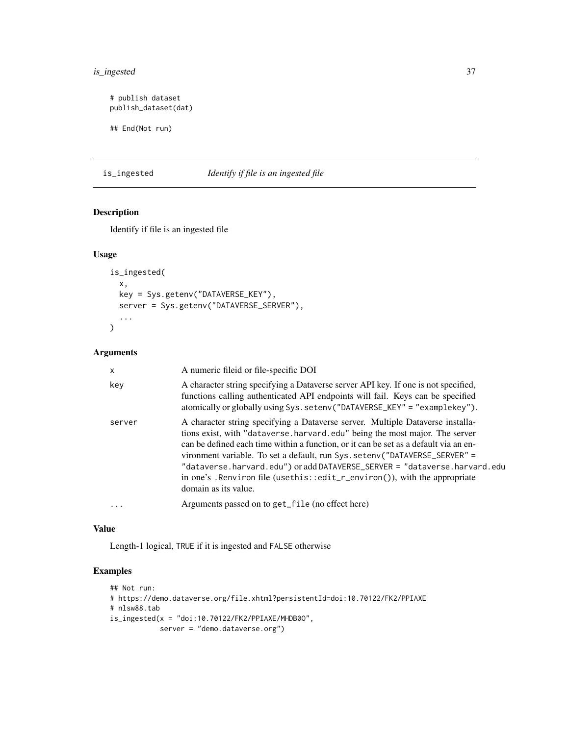```
# publish dataset
publish_dataset(dat)

## End(Not run)
```

## is_ingested *Identify if file is an ingested file*

### Description

Identify if file is an ingested file

### Usage

```
is_ingested(
  x,
  key = Sys.getenv("DATAVERSE_KEY"),
  server = Sys.getenv("DATAVERSE_SERVER"),
  ...
)
```

### Arguments

| | |
|---|---|
| x | A numeric fileid or file-specific DOI |
| key | A character string specifying a Dataverse server API key. If one is not specified, functions calling authenticated API endpoints will fail. Keys can be specified atomically or globally using `Sys.setenv("DATAVERSE_KEY" = "examplekey")`. |
| server | A character string specifying a Dataverse server. Multiple Dataverse installations exist, with `"dataverse.harvard.edu"` being the most major. The server can be defined each time within a function, or it can be set as a default via an environment variable. To set a default, run `Sys.setenv("DATAVERSE_SERVER" = "dataverse.harvard.edu")` or add `DATAVERSE_SERVER = "dataverse.harvard.edu` in one's `.Renviron` file (`usethis::edit_r_environ()`), with the appropriate domain as its value. |
| ... | Arguments passed on to `get_file` (no effect here) |

### Value

Length-1 logical, TRUE if it is ingested and FALSE otherwise

### Examples

```
## Not run:
# https://demo.dataverse.org/file.xhtml?persistentId=doi:10.70122/FK2/PPIAXE
# nlsw88.tab
is_ingested(x = "doi:10.70122/FK2/PPIAXE/MHDB0O",
            server = "demo.dataverse.org")
```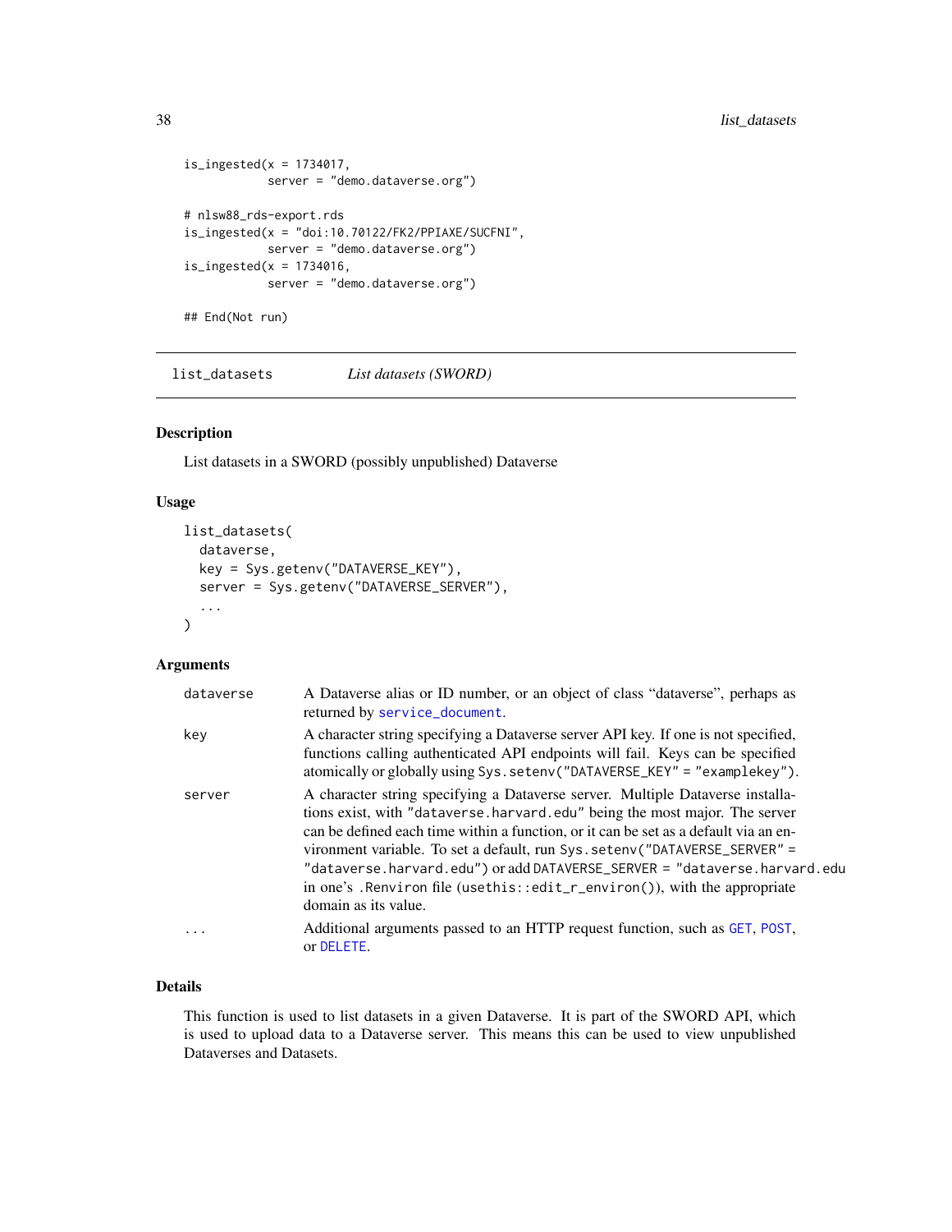```
is_ingested(x = 1734017,
            server = "demo.dataverse.org")

# nlsw88_rds-export.rds
is_ingested(x = "doi:10.70122/FK2/PPIAXE/SUCFNI",
            server = "demo.dataverse.org")
is_ingested(x = 1734016,
            server = "demo.dataverse.org")

## End(Not run)
```

## list_datasets — *List datasets (SWORD)*

### Description

List datasets in a SWORD (possibly unpublished) Dataverse

### Usage

```
list_datasets(
  dataverse,
  key = Sys.getenv("DATAVERSE_KEY"),
  server = Sys.getenv("DATAVERSE_SERVER"),
  ...
)
```

### Arguments

| Argument | Description |
|---|---|
| dataverse | A Dataverse alias or ID number, or an object of class "dataverse", perhaps as returned by `service_document`. |
| key | A character string specifying a Dataverse server API key. If one is not specified, functions calling authenticated API endpoints will fail. Keys can be specified atomically or globally using `Sys.setenv("DATAVERSE_KEY" = "examplekey")`. |
| server | A character string specifying a Dataverse server. Multiple Dataverse installations exist, with `"dataverse.harvard.edu"` being the most major. The server can be defined each time within a function, or it can be set as a default via an environment variable. To set a default, run `Sys.setenv("DATAVERSE_SERVER" = "dataverse.harvard.edu")` or add `DATAVERSE_SERVER = "dataverse.harvard.edu` in one's `.Renviron` file (`usethis::edit_r_environ()`), with the appropriate domain as its value. |
| ... | Additional arguments passed to an HTTP request function, such as `GET`, `POST`, or `DELETE`. |

### Details

This function is used to list datasets in a given Dataverse. It is part of the SWORD API, which is used to upload data to a Dataverse server. This means this can be used to view unpublished Dataverses and Datasets.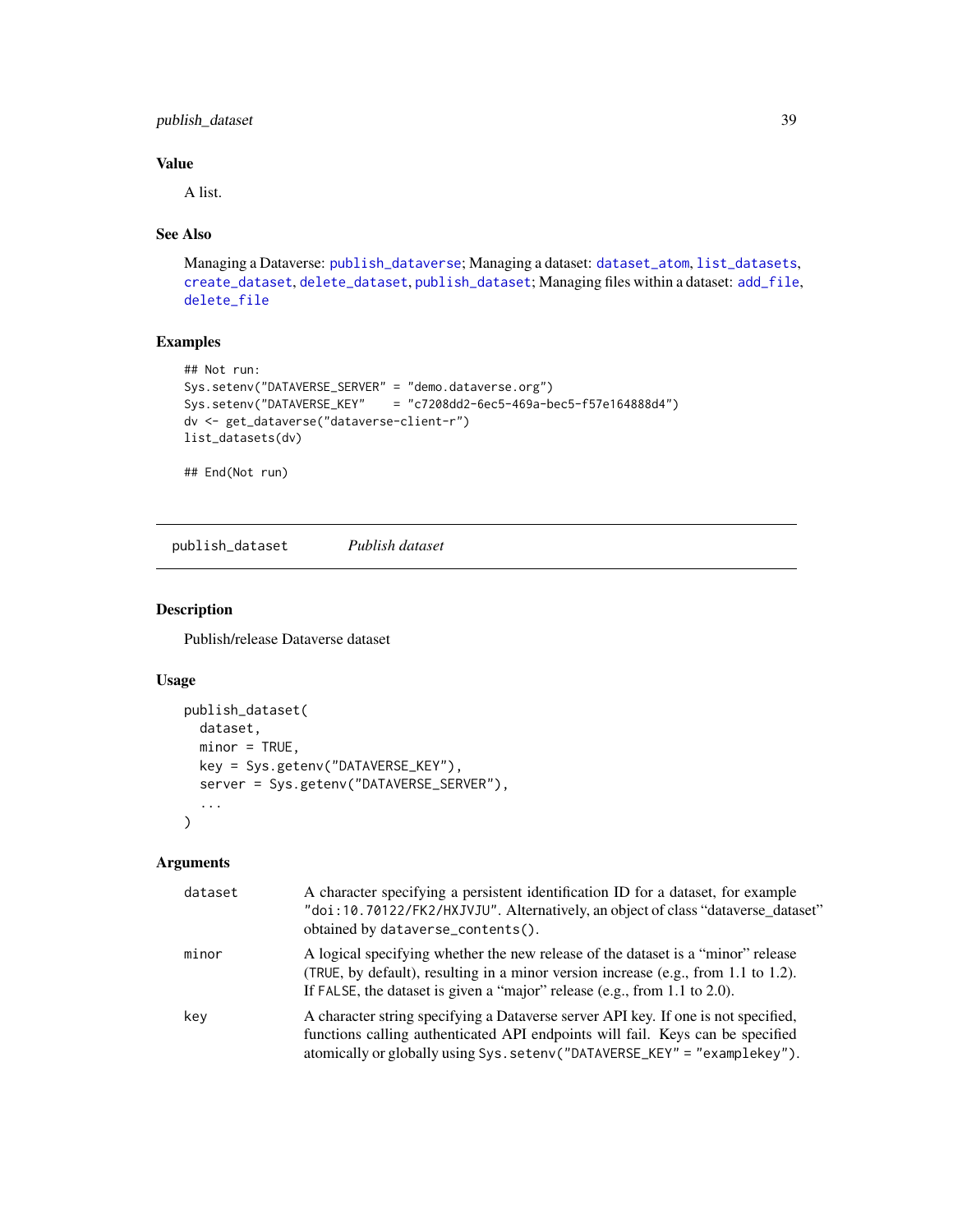### Value

A list.

### See Also

Managing a Dataverse: publish_dataverse; Managing a dataset: dataset_atom, list_datasets, create_dataset, delete_dataset, publish_dataset; Managing files within a dataset: add_file, delete_file

### Examples

```
## Not run:
Sys.setenv("DATAVERSE_SERVER" = "demo.dataverse.org")
Sys.setenv("DATAVERSE_KEY"    = "c7208dd2-6ec5-469a-bec5-f57e164888d4")
dv <- get_dataverse("dataverse-client-r")
list_datasets(dv)

## End(Not run)
```

---

## publish_dataset    *Publish dataset*

### Description

Publish/release Dataverse dataset

### Usage

```
publish_dataset(
  dataset,
  minor = TRUE,
  key = Sys.getenv("DATAVERSE_KEY"),
  server = Sys.getenv("DATAVERSE_SERVER"),
  ...
)
```

### Arguments

| | |
|---|---|
| dataset | A character specifying a persistent identification ID for a dataset, for example `"doi:10.70122/FK2/HXJVJU"`. Alternatively, an object of class "dataverse_dataset" obtained by `dataverse_contents()`. |
| minor | A logical specifying whether the new release of the dataset is a "minor" release (`TRUE`, by default), resulting in a minor version increase (e.g., from 1.1 to 1.2). If `FALSE`, the dataset is given a "major" release (e.g., from 1.1 to 2.0). |
| key | A character string specifying a Dataverse server API key. If one is not specified, functions calling authenticated API endpoints will fail. Keys can be specified atomically or globally using `Sys.setenv("DATAVERSE_KEY" = "examplekey")`. |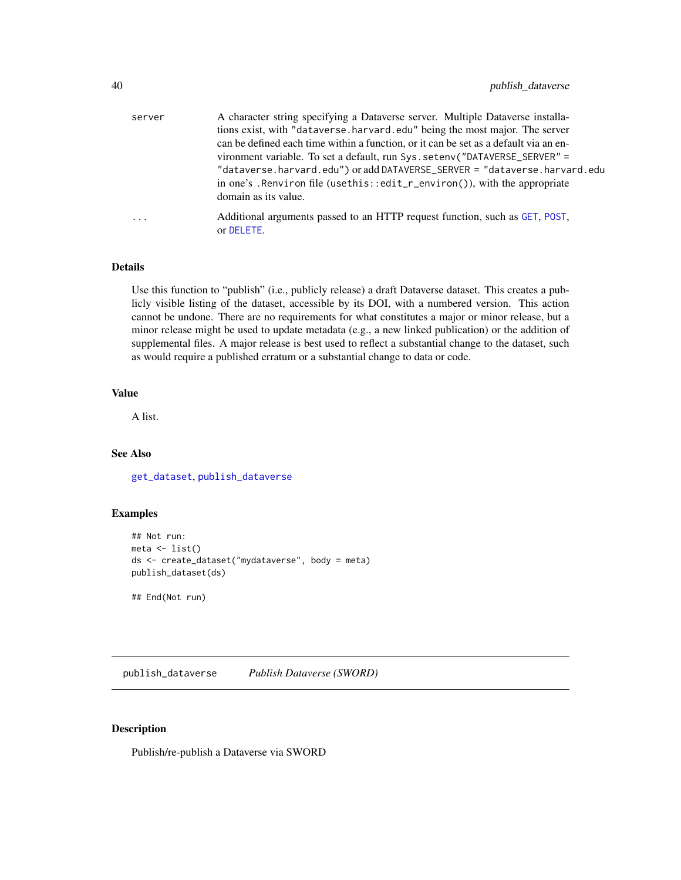| | |
|---|---|
| server | A character string specifying a Dataverse server. Multiple Dataverse installations exist, with "dataverse.harvard.edu" being the most major. The server can be defined each time within a function, or it can be set as a default via an environment variable. To set a default, run `Sys.setenv("DATAVERSE_SERVER" = "dataverse.harvard.edu")` or add `DATAVERSE_SERVER = "dataverse.harvard.edu` in one's `.Renviron` file (`usethis::edit_r_environ()`), with the appropriate domain as its value. |
| ... | Additional arguments passed to an HTTP request function, such as `GET`, `POST`, or `DELETE`. |

### Details

Use this function to "publish" (i.e., publicly release) a draft Dataverse dataset. This creates a publicly visible listing of the dataset, accessible by its DOI, with a numbered version. This action cannot be undone. There are no requirements for what constitutes a major or minor release, but a minor release might be used to update metadata (e.g., a new linked publication) or the addition of supplemental files. A major release is best used to reflect a substantial change to the dataset, such as would require a published erratum or a substantial change to data or code.

### Value

A list.

### See Also

`get_dataset`, `publish_dataverse`

### Examples

```
## Not run:
meta <- list()
ds <- create_dataset("mydataverse", body = meta)
publish_dataset(ds)

## End(Not run)
```

---

## publish_dataverse    *Publish Dataverse (SWORD)*

---

### Description

Publish/re-publish a Dataverse via SWORD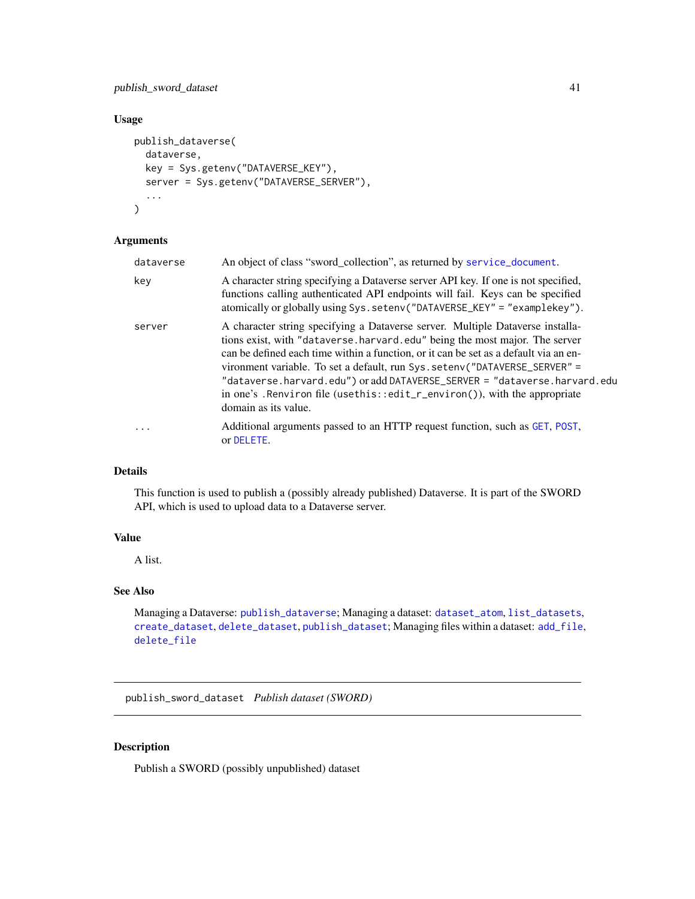### Usage

```
publish_dataverse(
  dataverse,
  key = Sys.getenv("DATAVERSE_KEY"),
  server = Sys.getenv("DATAVERSE_SERVER"),
  ...
)
```

### Arguments

| | |
|---|---|
| `dataverse` | An object of class "sword_collection", as returned by `service_document`. |
| `key` | A character string specifying a Dataverse server API key. If one is not specified, functions calling authenticated API endpoints will fail. Keys can be specified atomically or globally using `Sys.setenv("DATAVERSE_KEY" = "examplekey")`. |
| `server` | A character string specifying a Dataverse server. Multiple Dataverse installations exist, with `"dataverse.harvard.edu"` being the most major. The server can be defined each time within a function, or it can be set as a default via an environment variable. To set a default, run `Sys.setenv("DATAVERSE_SERVER" = "dataverse.harvard.edu")` or add `DATAVERSE_SERVER = "dataverse.harvard.edu` in one's `.Renviron` file (`usethis::edit_r_environ()`), with the appropriate domain as its value. |
| `...` | Additional arguments passed to an HTTP request function, such as `GET`, `POST`, or `DELETE`. |

### Details

This function is used to publish a (possibly already published) Dataverse. It is part of the SWORD API, which is used to upload data to a Dataverse server.

### Value

A list.

### See Also

Managing a Dataverse: `publish_dataverse`; Managing a dataset: `dataset_atom`, `list_datasets`, `create_dataset`, `delete_dataset`, `publish_dataset`; Managing files within a dataset: `add_file`, `delete_file`

---

## `publish_sword_dataset` *Publish dataset (SWORD)*

### Description

Publish a SWORD (possibly unpublished) dataset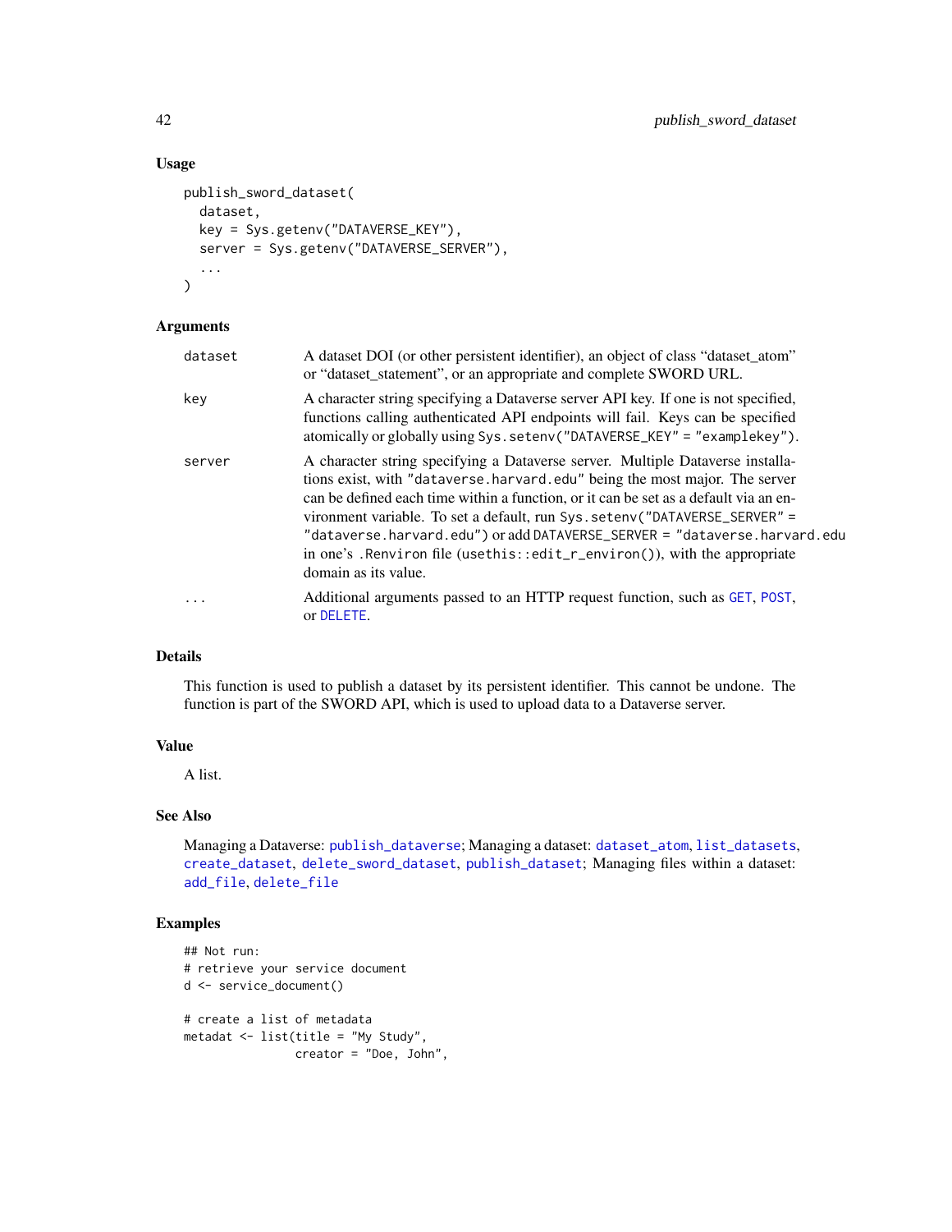### Usage

```
publish_sword_dataset(
  dataset,
  key = Sys.getenv("DATAVERSE_KEY"),
  server = Sys.getenv("DATAVERSE_SERVER"),
  ...
)
```

### Arguments

| | |
|---|---|
| `dataset` | A dataset DOI (or other persistent identifier), an object of class "dataset_atom" or "dataset_statement", or an appropriate and complete SWORD URL. |
| `key` | A character string specifying a Dataverse server API key. If one is not specified, functions calling authenticated API endpoints will fail. Keys can be specified atomically or globally using `Sys.setenv("DATAVERSE_KEY" = "examplekey")`. |
| `server` | A character string specifying a Dataverse server. Multiple Dataverse installations exist, with `"dataverse.harvard.edu"` being the most major. The server can be defined each time within a function, or it can be set as a default via an environment variable. To set a default, run `Sys.setenv("DATAVERSE_SERVER" = "dataverse.harvard.edu")` or add `DATAVERSE_SERVER = "dataverse.harvard.edu"` in one's `.Renviron` file (`usethis::edit_r_environ()`), with the appropriate domain as its value. |
| `...` | Additional arguments passed to an HTTP request function, such as `GET`, `POST`, or `DELETE`. |

### Details

This function is used to publish a dataset by its persistent identifier. This cannot be undone. The function is part of the SWORD API, which is used to upload data to a Dataverse server.

### Value

A list.

### See Also

Managing a Dataverse: `publish_dataverse`; Managing a dataset: `dataset_atom`, `list_datasets`, `create_dataset`, `delete_sword_dataset`, `publish_dataset`; Managing files within a dataset: `add_file`, `delete_file`

### Examples

```
## Not run:
# retrieve your service document
d <- service_document()

# create a list of metadata
metadat <- list(title = "My Study",
                creator = "Doe, John",
```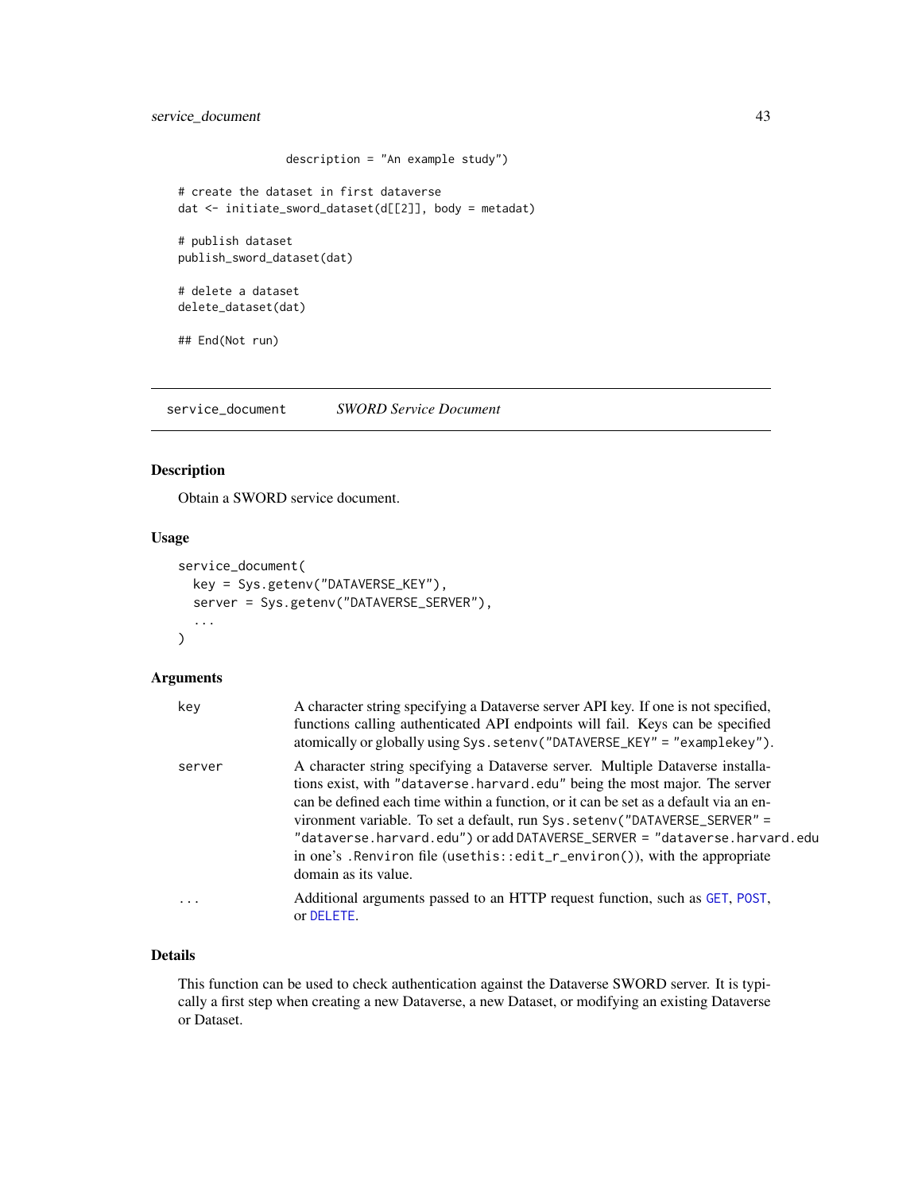```
                 description = "An example study")

# create the dataset in first dataverse
dat <- initiate_sword_dataset(d[[2]], body = metadat)

# publish dataset
publish_sword_dataset(dat)

# delete a dataset
delete_dataset(dat)

## End(Not run)
```

## service_document    *SWORD Service Document*

### Description

Obtain a SWORD service document.

### Usage

```
service_document(
  key = Sys.getenv("DATAVERSE_KEY"),
  server = Sys.getenv("DATAVERSE_SERVER"),
  ...
)
```

### Arguments

| | |
|---|---|
| key | A character string specifying a Dataverse server API key. If one is not specified, functions calling authenticated API endpoints will fail. Keys can be specified atomically or globally using `Sys.setenv("DATAVERSE_KEY" = "examplekey")`. |
| server | A character string specifying a Dataverse server. Multiple Dataverse installations exist, with `"dataverse.harvard.edu"` being the most major. The server can be defined each time within a function, or it can be set as a default via an environment variable. To set a default, run `Sys.setenv("DATAVERSE_SERVER" = "dataverse.harvard.edu")` or add `DATAVERSE_SERVER = "dataverse.harvard.edu` in one's `.Renviron` file (`usethis::edit_r_environ()`), with the appropriate domain as its value. |
| ... | Additional arguments passed to an HTTP request function, such as `GET`, `POST`, or `DELETE`. |

### Details

This function can be used to check authentication against the Dataverse SWORD server. It is typically a first step when creating a new Dataverse, a new Dataset, or modifying an existing Dataverse or Dataset.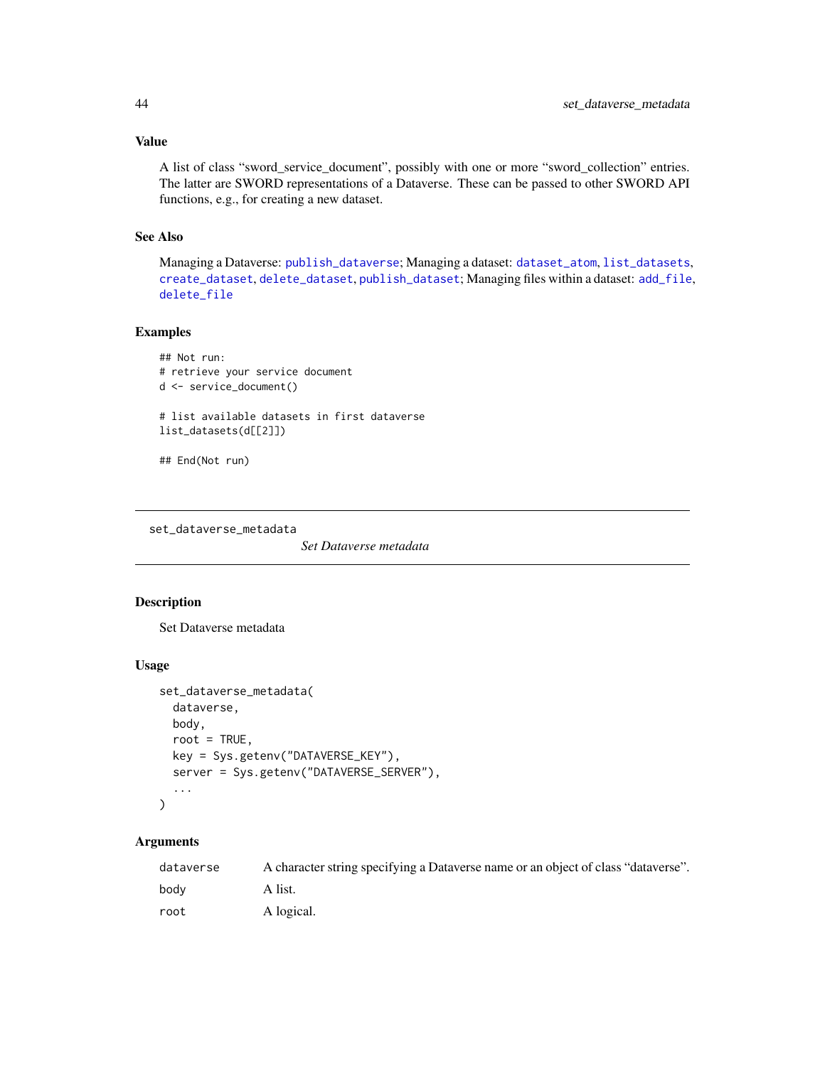### Value

A list of class “sword_service_document”, possibly with one or more “sword_collection” entries. The latter are SWORD representations of a Dataverse. These can be passed to other SWORD API functions, e.g., for creating a new dataset.

### See Also

Managing a Dataverse: `publish_dataverse`; Managing a dataset: `dataset_atom`, `list_datasets`, `create_dataset`, `delete_dataset`, `publish_dataset`; Managing files within a dataset: `add_file`, `delete_file`

### Examples

```
## Not run:
# retrieve your service document
d <- service_document()

# list available datasets in first dataverse
list_datasets(d[[2]])

## End(Not run)
```

---

## set_dataverse_metadata

*Set Dataverse metadata*

---

### Description

Set Dataverse metadata

### Usage

```
set_dataverse_metadata(
  dataverse,
  body,
  root = TRUE,
  key = Sys.getenv("DATAVERSE_KEY"),
  server = Sys.getenv("DATAVERSE_SERVER"),
  ...
)
```

### Arguments

| | |
|---|---|
| `dataverse` | A character string specifying a Dataverse name or an object of class “dataverse”. |
| `body` | A list. |
| `root` | A logical. |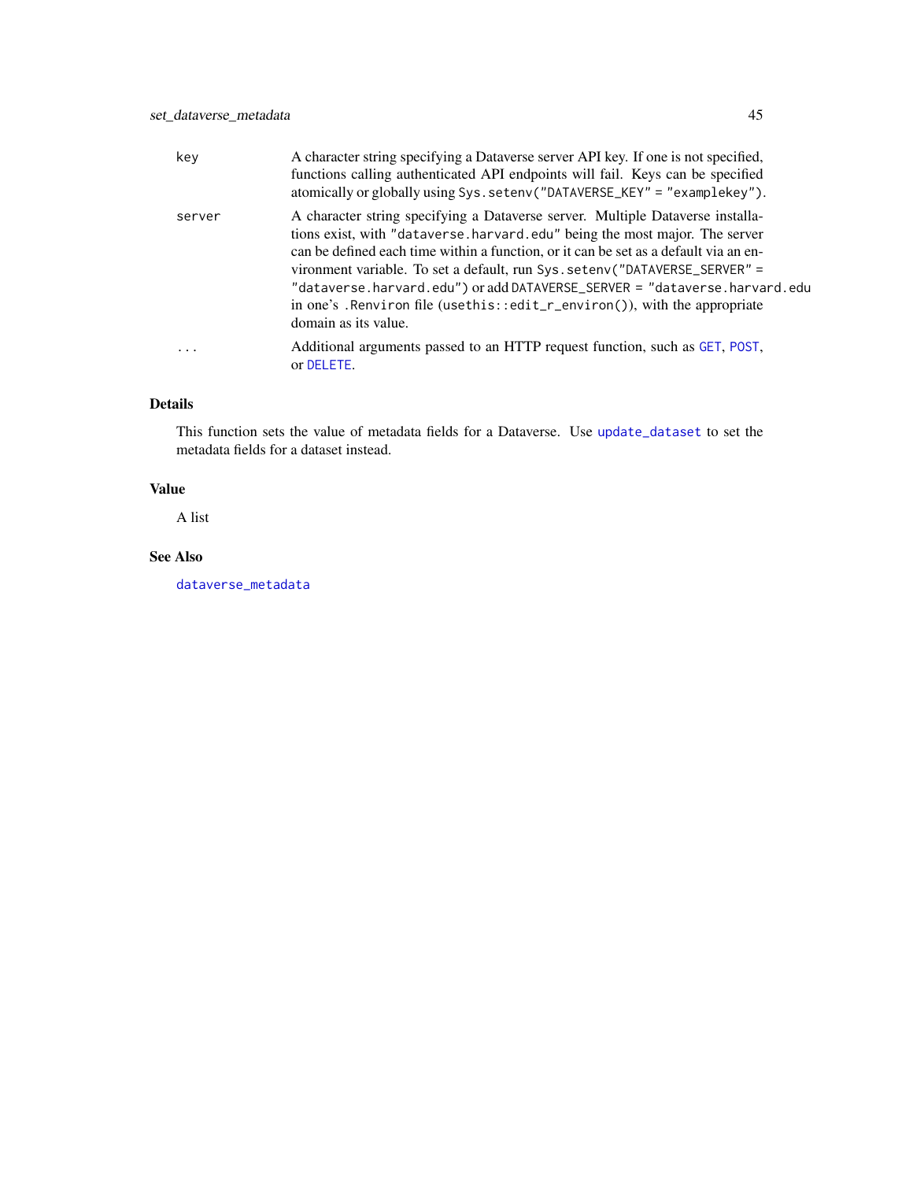| | |
|---|---|
| key | A character string specifying a Dataverse server API key. If one is not specified, functions calling authenticated API endpoints will fail. Keys can be specified atomically or globally using `Sys.setenv("DATAVERSE_KEY" = "examplekey")`. |
| server | A character string specifying a Dataverse server. Multiple Dataverse installations exist, with `"dataverse.harvard.edu"` being the most major. The server can be defined each time within a function, or it can be set as a default via an environment variable. To set a default, run `Sys.setenv("DATAVERSE_SERVER" = "dataverse.harvard.edu")` or add `DATAVERSE_SERVER = "dataverse.harvard.edu"` in one's `.Renviron` file (`usethis::edit_r_environ()`), with the appropriate domain as its value. |
| ... | Additional arguments passed to an HTTP request function, such as `GET`, `POST`, or `DELETE`. |

## Details

This function sets the value of metadata fields for a Dataverse. Use `update_dataset` to set the metadata fields for a dataset instead.

## Value

A list

## See Also

`dataverse_metadata`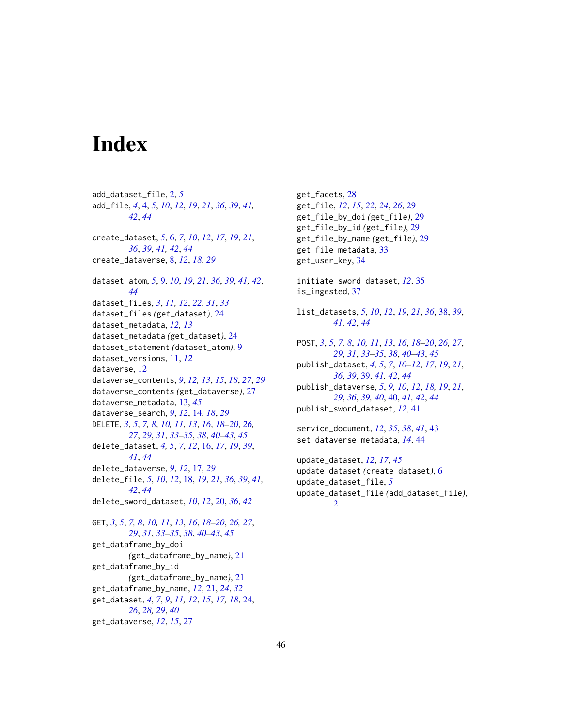# Index

add_dataset_file, 2, *5*
add_file, *4*, 4, *5*, *10*, *12*, *19*, *21*, *36*, *39*, *41, 42*, *44*

create_dataset, *5*, 6, *7*, *10*, *12*, *17*, *19*, *21*, *36*, *39*, *41, 42*, *44*
create_dataverse, 8, *12*, *18*, *29*

dataset_atom, *5*, 9, *10*, *19*, *21*, *36*, *39*, *41, 42*, *44*
dataset_files, *3*, *11*, *12*, *22*, *31*, *33*
dataset_files (get_dataset), 24
dataset_metadata, *12, 13*
dataset_metadata (get_dataset), 24
dataset_statement (dataset_atom), 9
dataset_versions, 11, *12*
dataverse, 12
dataverse_contents, *9*, *12, 13*, *15*, *18*, *27*, *29*
dataverse_contents (get_dataverse), 27
dataverse_metadata, 13, *45*
dataverse_search, *9*, *12*, 14, *18*, *29*
DELETE, *3*, *5*, *7, 8*, *10, 11*, *13*, *16*, *18–20*, *26, 27*, *29*, *31*, *33–35*, *38*, *40–43*, *45*
delete_dataset, *4, 5*, *7*, *12*, 16, *17*, *19*, *39*, *41*, *44*
delete_dataverse, *9*, *12*, 17, *29*
delete_file, *5*, *10*, *12*, 18, *19*, *21*, *36*, *39*, *41, 42*, *44*
delete_sword_dataset, *10*, *12*, 20, *36*, *42*

GET, *3*, *5*, *7, 8*, *10, 11*, *13*, *16*, *18–20*, *26, 27*, *29*, *31*, *33–35*, *38*, *40–43*, *45*
get_dataframe_by_doi (get_dataframe_by_name), 21
get_dataframe_by_id (get_dataframe_by_name), 21
get_dataframe_by_name, *12*, 21, *24*, *32*
get_dataset, *4*, *7*, *9*, *11*, *12*, *15*, *17, 18*, 24, *26*, *28, 29*, *40*
get_dataverse, *12*, *15*, 27
get_facets, 28
get_file, *12*, *15*, *22*, *24*, *26*, 29
get_file_by_doi (get_file), 29
get_file_by_id (get_file), 29
get_file_by_name (get_file), 29
get_file_metadata, 33
get_user_key, 34

initiate_sword_dataset, *12*, 35
is_ingested, 37

list_datasets, *5*, *10*, *12*, *19*, *21*, *36*, 38, *39*, *41, 42*, *44*

POST, *3*, *5*, *7, 8*, *10, 11*, *13*, *16*, *18–20*, *26, 27*, *29*, *31*, *33–35*, *38*, *40–43*, *45*
publish_dataset, *4, 5*, *7*, *10–12*, *17*, *19*, *21*, *36*, *39*, 39, *41, 42*, *44*
publish_dataverse, *5*, *9, 10*, *12*, *18, 19*, *21*, *29*, *36*, *39, 40*, 40, *41, 42*, *44*
publish_sword_dataset, *12*, 41

service_document, *12*, *35*, *38*, *41*, 43
set_dataverse_metadata, *14*, 44

update_dataset, *12*, *17*, *45*
update_dataset (create_dataset), 6
update_dataset_file, *5*
update_dataset_file (add_dataset_file), 2